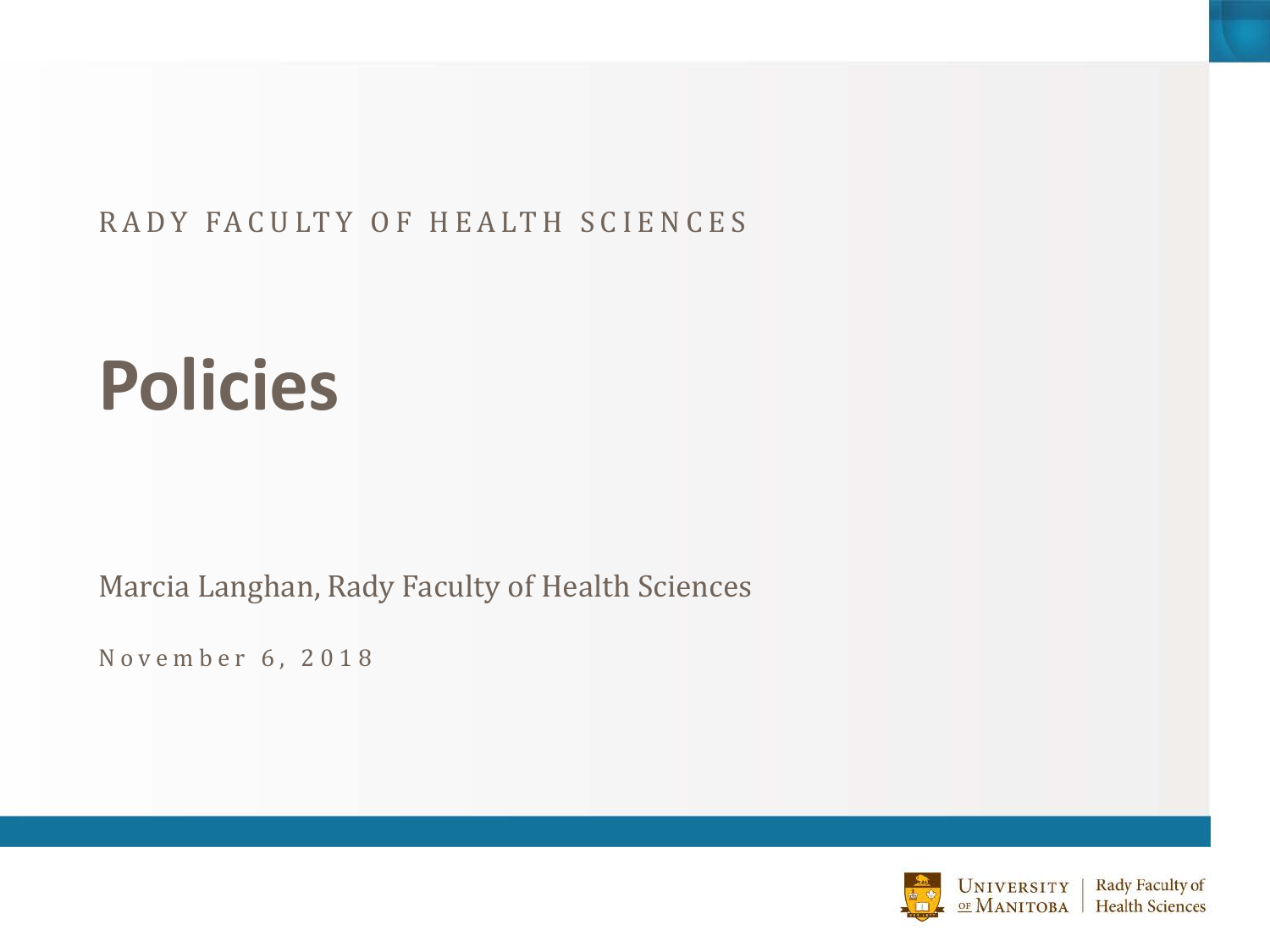RADY FACULTY OF HEALTH SCIENCES

# Policies

Marcia Langhan, Rady Faculty of Health Sciences

November 6, 2018

UNIVERSITY OF MANITOBA | Rady Faculty of Health Sciences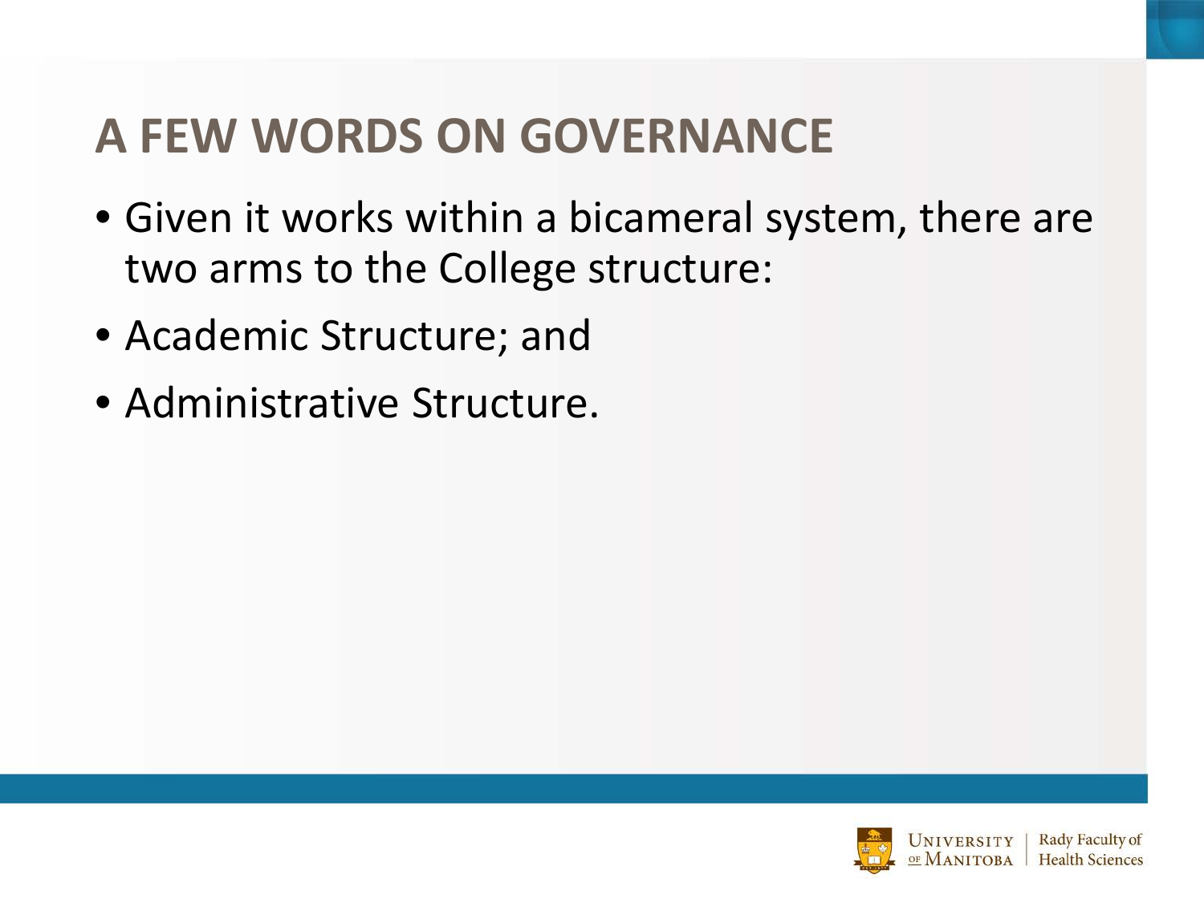# A FEW WORDS ON GOVERNANCE

- Given it works within a bicameral system, there are two arms to the College structure:
- Academic Structure; and
- Administrative Structure.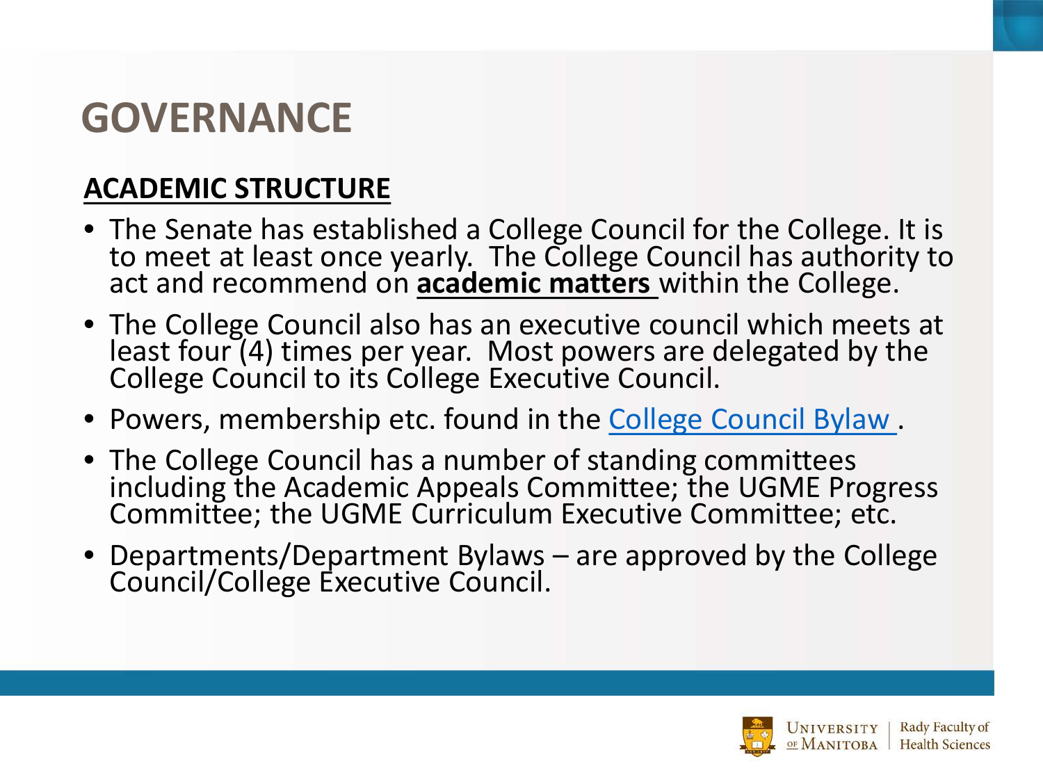# GOVERNANCE

**ACADEMIC STRUCTURE**

- The Senate has established a College Council for the College. It is to meet at least once yearly. The College Council has authority to act and recommend on **academic matters** within the College.
- The College Council also has an executive council which meets at least four (4) times per year. Most powers are delegated by the College Council to its College Executive Council.
- Powers, membership etc. found in the College Council Bylaw .
- The College Council has a number of standing committees including the Academic Appeals Committee; the UGME Progress Committee; the UGME Curriculum Executive Committee; etc.
- Departments/Department Bylaws – are approved by the College Council/College Executive Council.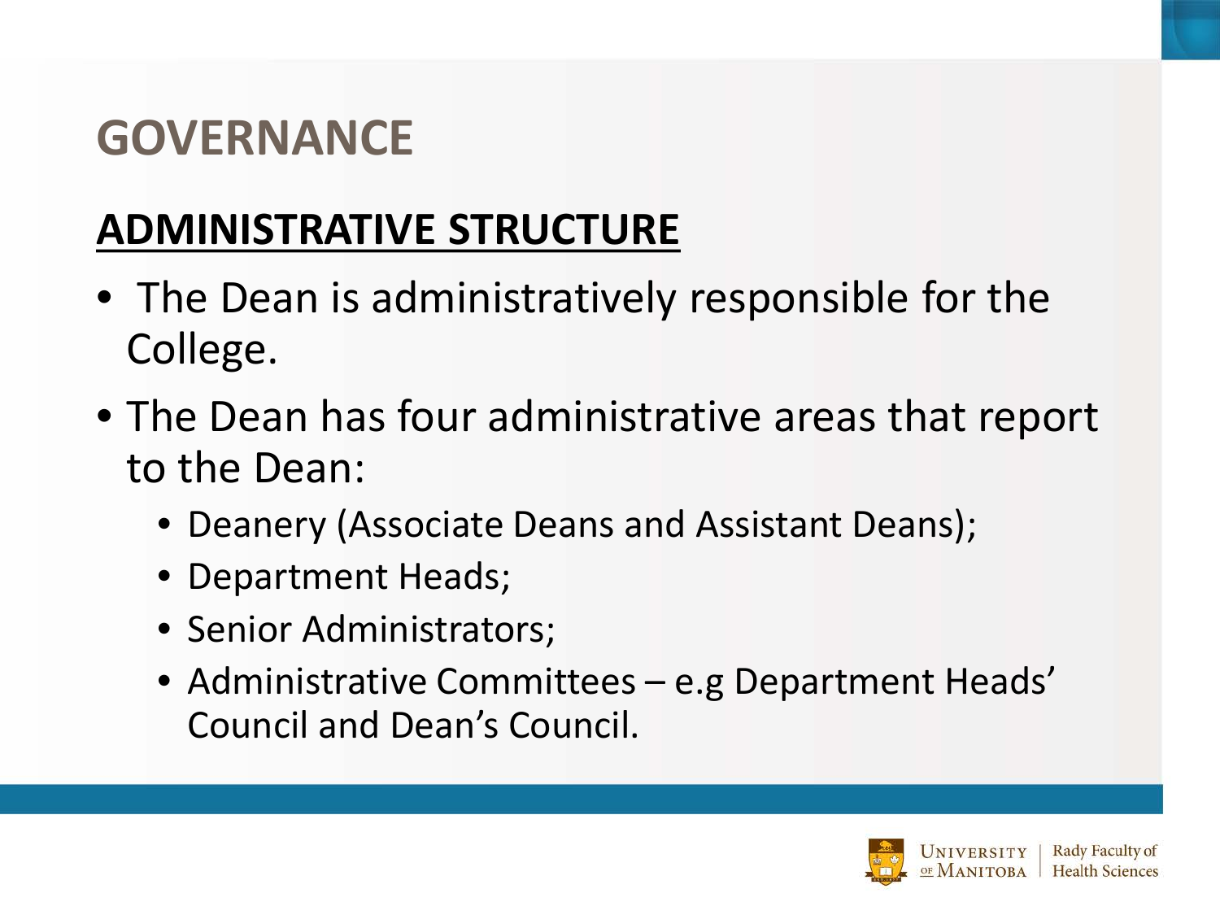# GOVERNANCE

## ADMINISTRATIVE STRUCTURE

- The Dean is administratively responsible for the College.
- The Dean has four administrative areas that report to the Dean:
  - Deanery (Associate Deans and Assistant Deans);
  - Department Heads;
  - Senior Administrators;
  - Administrative Committees – e.g Department Heads' Council and Dean's Council.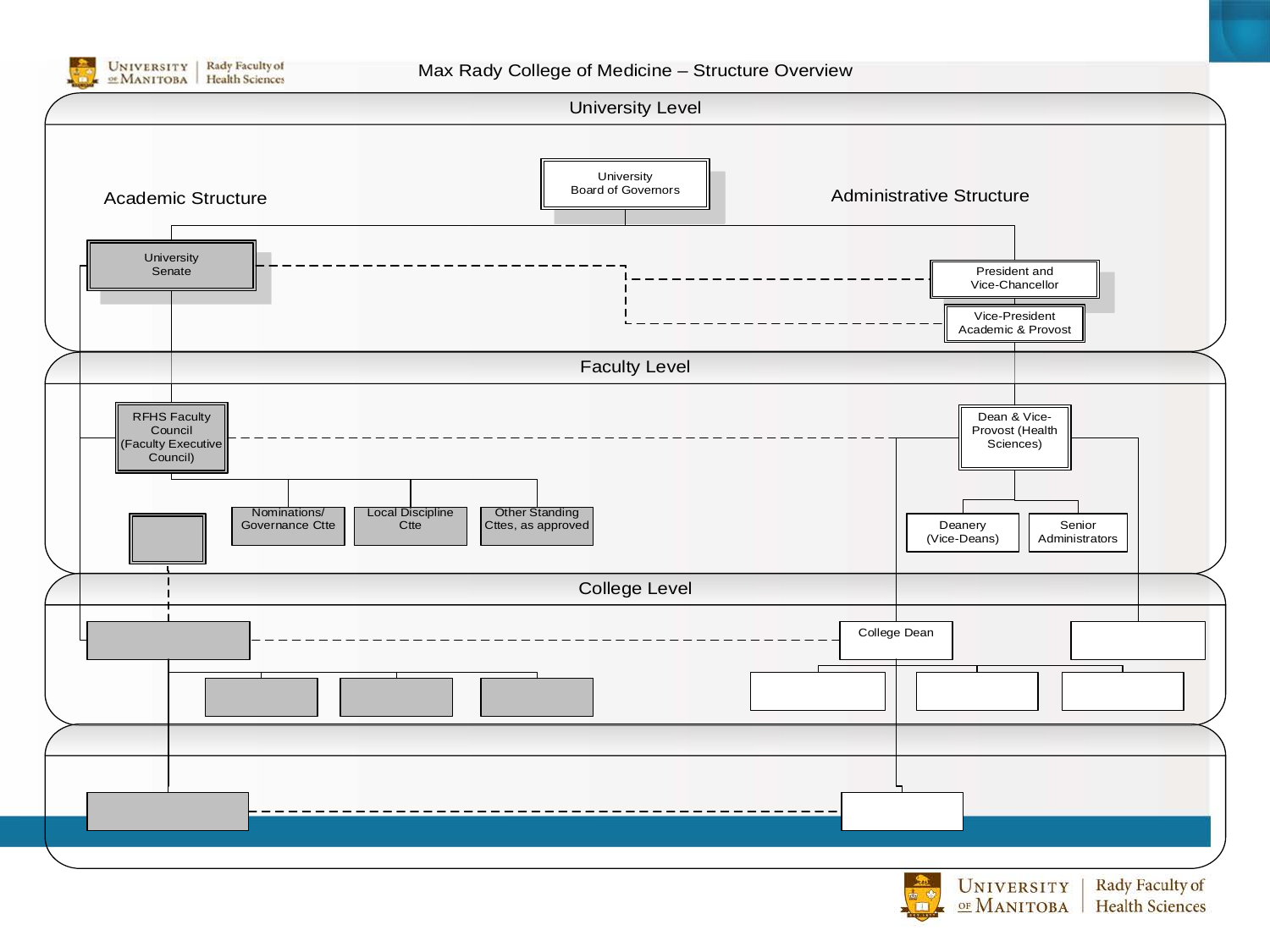# Max Rady College of Medicine – Structure Overview

## University Level

**Academic Structure**

- University Senate

**Administrative Structure**

- University Board of Governors
- President and Vice-Chancellor
- Vice-President Academic & Provost

## Faculty Level

**Academic Structure**

- RFHS Faculty Council (Faculty Executive Council)
  - Nominations/ Governance Ctte
  - Local Discipline Ctte
  - Other Standing Cttes, as approved

**Administrative Structure**

- Dean & Vice-Provost (Health Sciences)
  - Deanery (Vice-Deans)
  - Senior Administrators

## College Level

- College Dean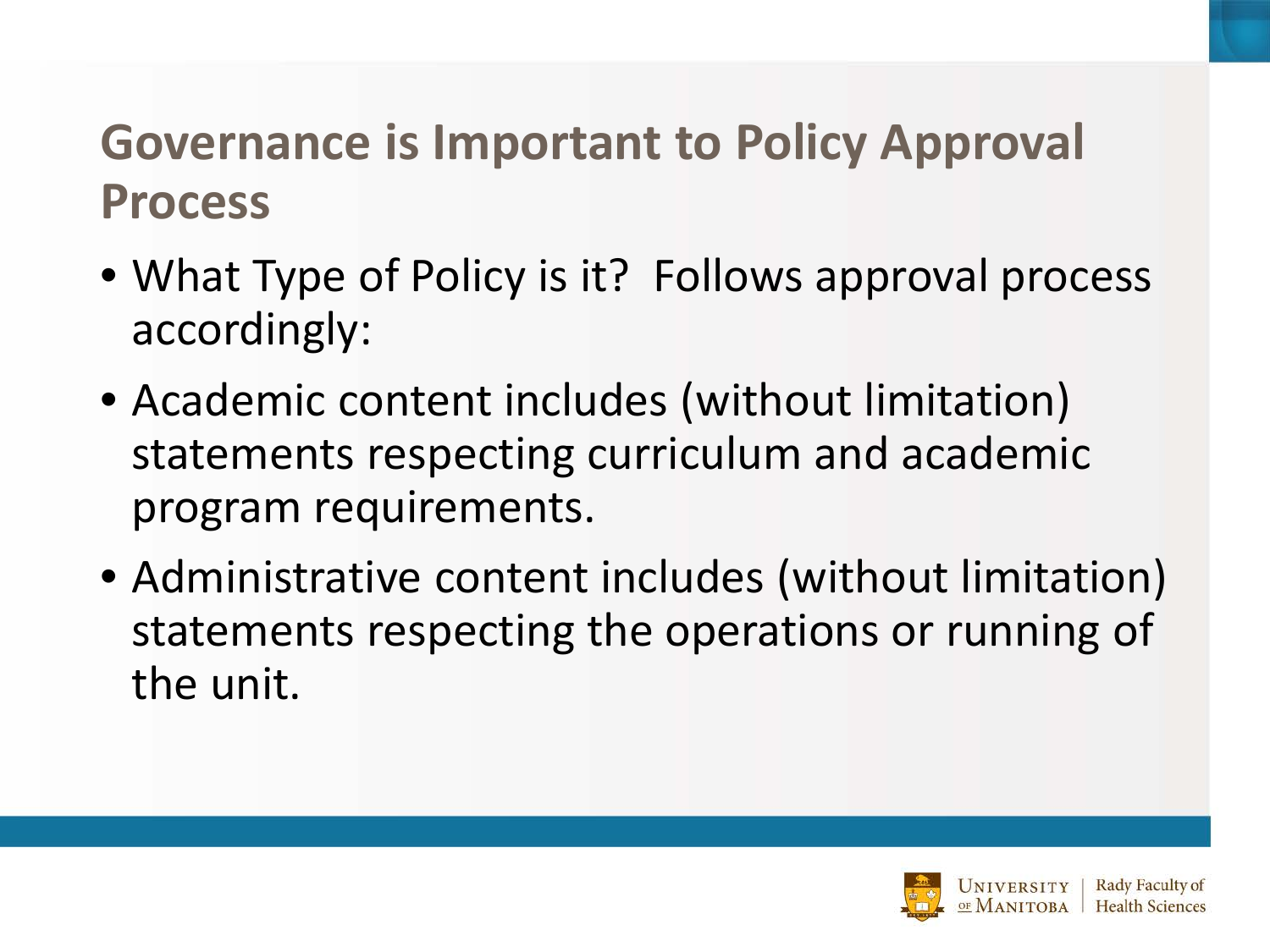# Governance is Important to Policy Approval Process

- What Type of Policy is it? Follows approval process accordingly:
- Academic content includes (without limitation) statements respecting curriculum and academic program requirements.
- Administrative content includes (without limitation) statements respecting the operations or running of the unit.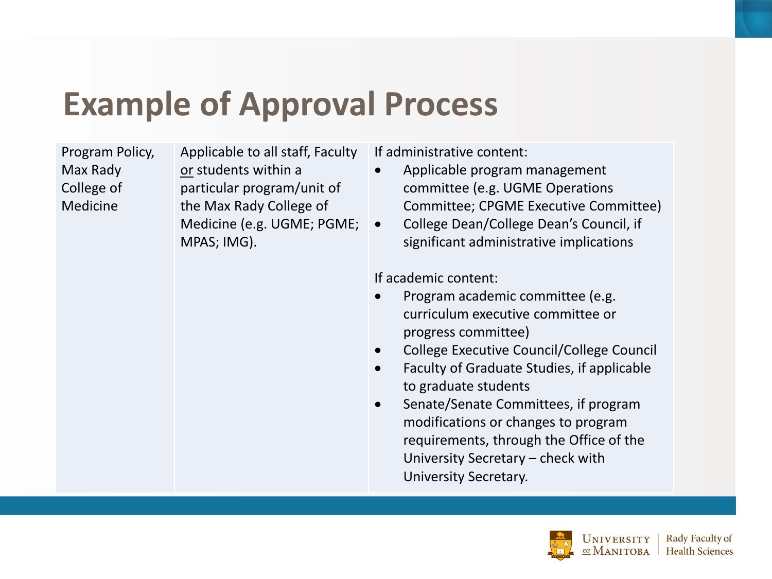# Example of Approval Process

| | | |
|---|---|---|
| Program Policy, Max Rady College of Medicine | Applicable to all staff, Faculty <u>or</u> students within a particular program/unit of the Max Rady College of Medicine (e.g. UGME; PGME; MPAS; IMG). | If administrative content:<br>• Applicable program management committee (e.g. UGME Operations Committee; CPGME Executive Committee)<br>• College Dean/College Dean's Council, if significant administrative implications<br><br>If academic content:<br>• Program academic committee (e.g. curriculum executive committee or progress committee)<br>• College Executive Council/College Council<br>• Faculty of Graduate Studies, if applicable to graduate students<br>• Senate/Senate Committees, if program modifications or changes to program requirements, through the Office of the University Secretary – check with University Secretary. |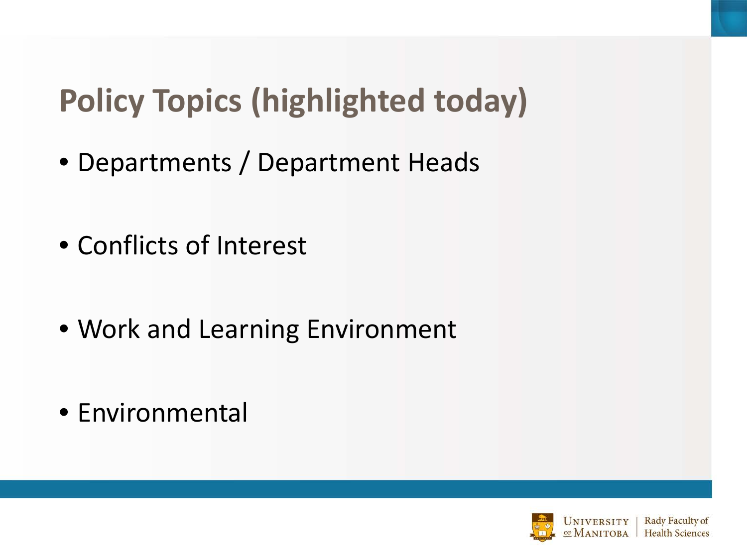# Policy Topics (highlighted today)

- Departments / Department Heads
- Conflicts of Interest
- Work and Learning Environment
- Environmental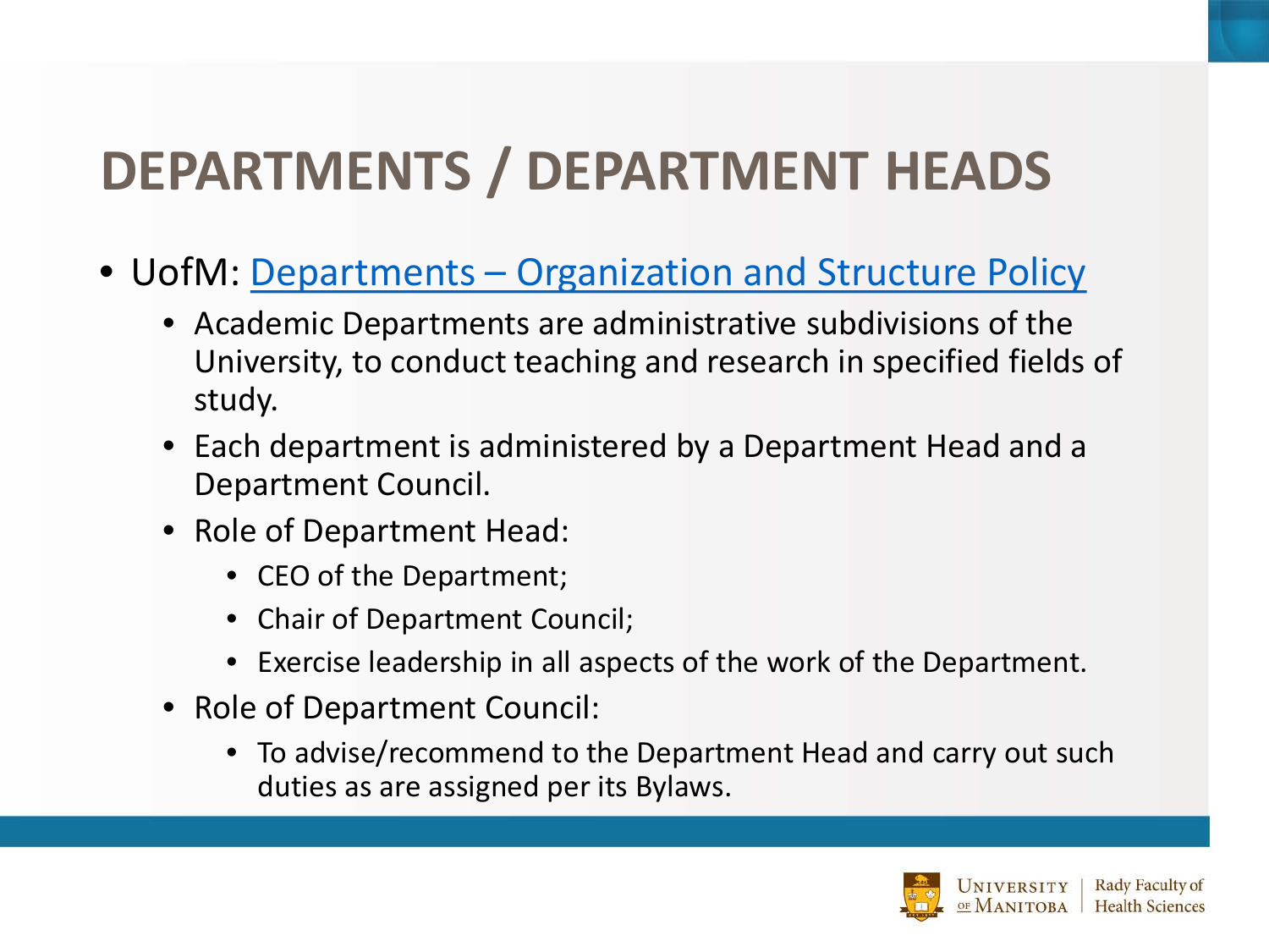# DEPARTMENTS / DEPARTMENT HEADS

- UofM: Departments – Organization and Structure Policy
  - Academic Departments are administrative subdivisions of the University, to conduct teaching and research in specified fields of study.
  - Each department is administered by a Department Head and a Department Council.
  - Role of Department Head:
    - CEO of the Department;
    - Chair of Department Council;
    - Exercise leadership in all aspects of the work of the Department.
  - Role of Department Council:
    - To advise/recommend to the Department Head and carry out such duties as are assigned per its Bylaws.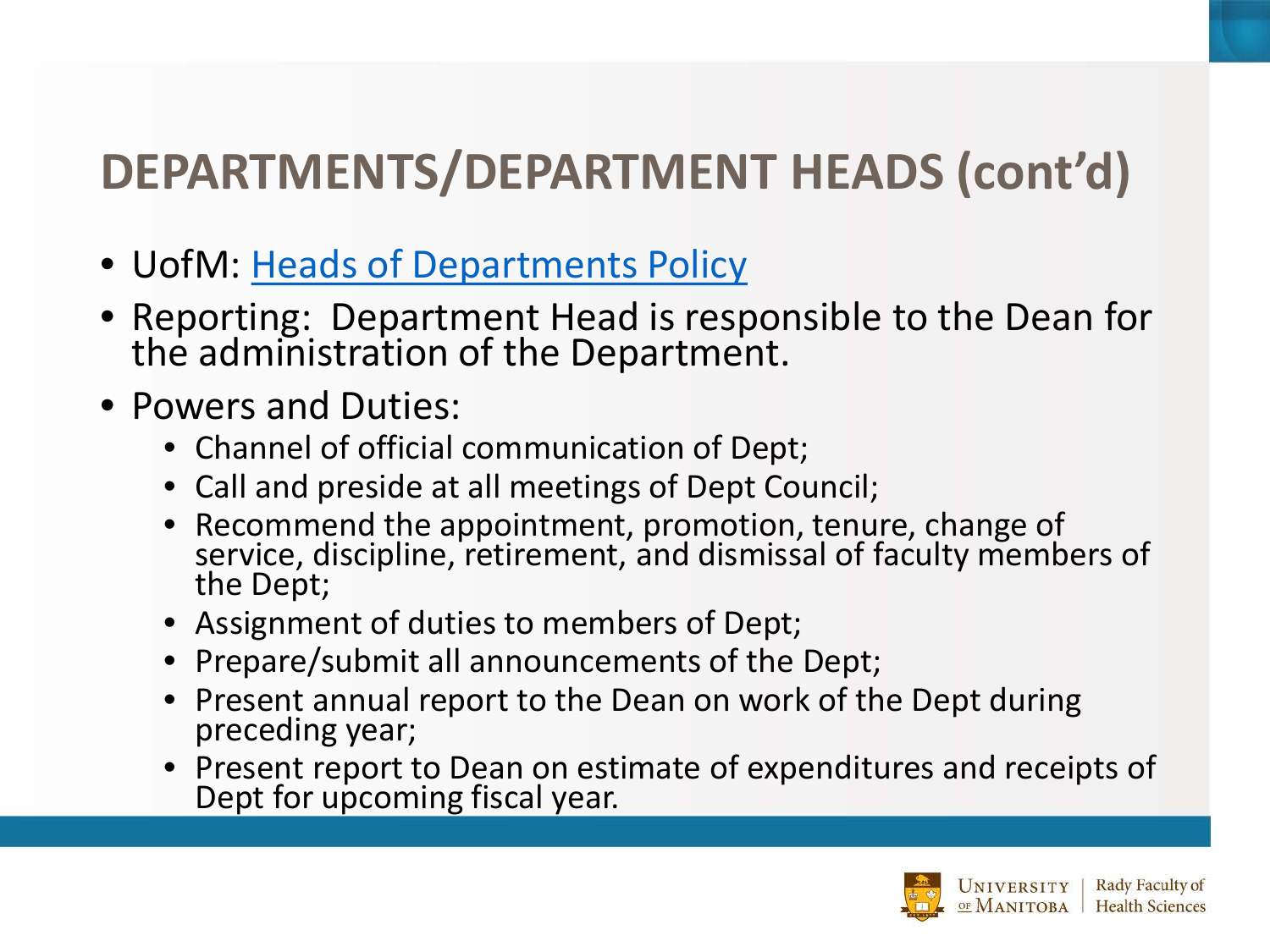# DEPARTMENTS/DEPARTMENT HEADS (cont'd)

- UofM: Heads of Departments Policy
- Reporting: Department Head is responsible to the Dean for the administration of the Department.
- Powers and Duties:
  - Channel of official communication of Dept;
  - Call and preside at all meetings of Dept Council;
  - Recommend the appointment, promotion, tenure, change of service, discipline, retirement, and dismissal of faculty members of the Dept;
  - Assignment of duties to members of Dept;
  - Prepare/submit all announcements of the Dept;
  - Present annual report to the Dean on work of the Dept during preceding year;
  - Present report to Dean on estimate of expenditures and receipts of Dept for upcoming fiscal year.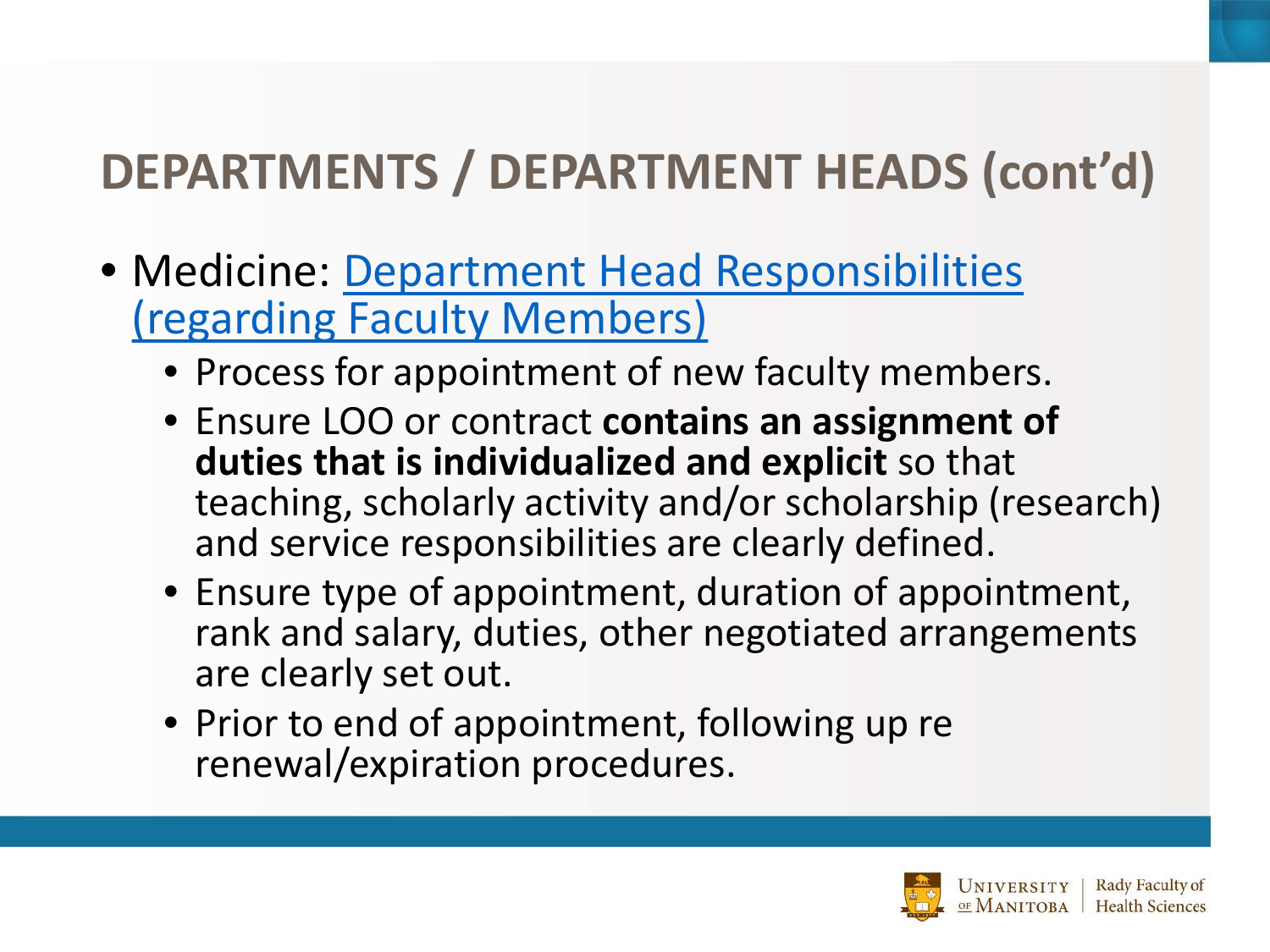# DEPARTMENTS / DEPARTMENT HEADS (cont'd)

- Medicine: Department Head Responsibilities (regarding Faculty Members)
  - Process for appointment of new faculty members.
  - Ensure LOO or contract **contains an assignment of duties that is individualized and explicit** so that teaching, scholarly activity and/or scholarship (research) and service responsibilities are clearly defined.
  - Ensure type of appointment, duration of appointment, rank and salary, duties, other negotiated arrangements are clearly set out.
  - Prior to end of appointment, following up re renewal/expiration procedures.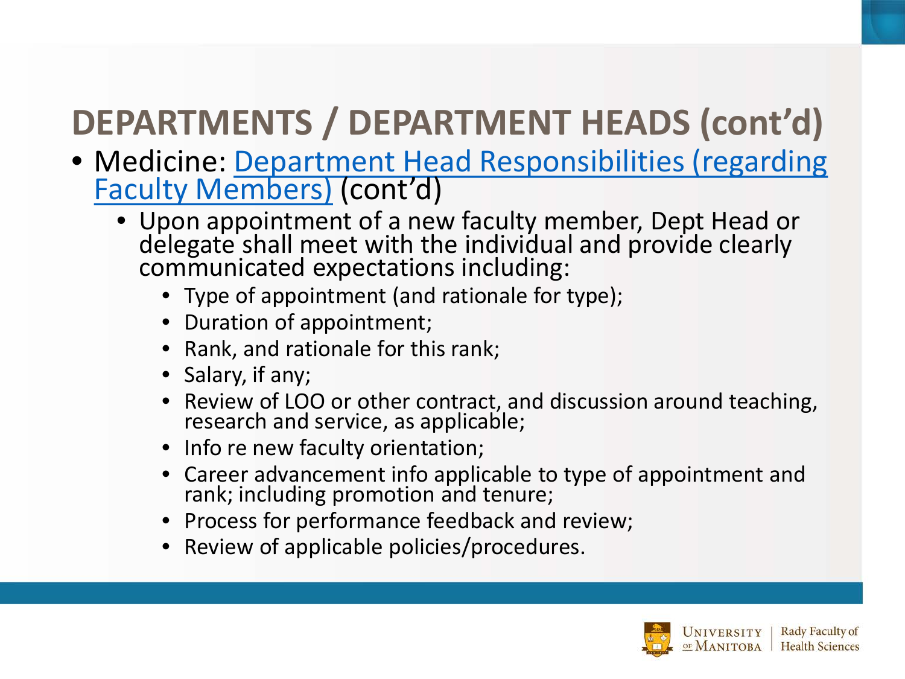# DEPARTMENTS / DEPARTMENT HEADS (cont'd)

- Medicine: Department Head Responsibilities (regarding Faculty Members) (cont'd)
  - Upon appointment of a new faculty member, Dept Head or delegate shall meet with the individual and provide clearly communicated expectations including:
    - Type of appointment (and rationale for type);
    - Duration of appointment;
    - Rank, and rationale for this rank;
    - Salary, if any;
    - Review of LOO or other contract, and discussion around teaching, research and service, as applicable;
    - Info re new faculty orientation;
    - Career advancement info applicable to type of appointment and rank; including promotion and tenure;
    - Process for performance feedback and review;
    - Review of applicable policies/procedures.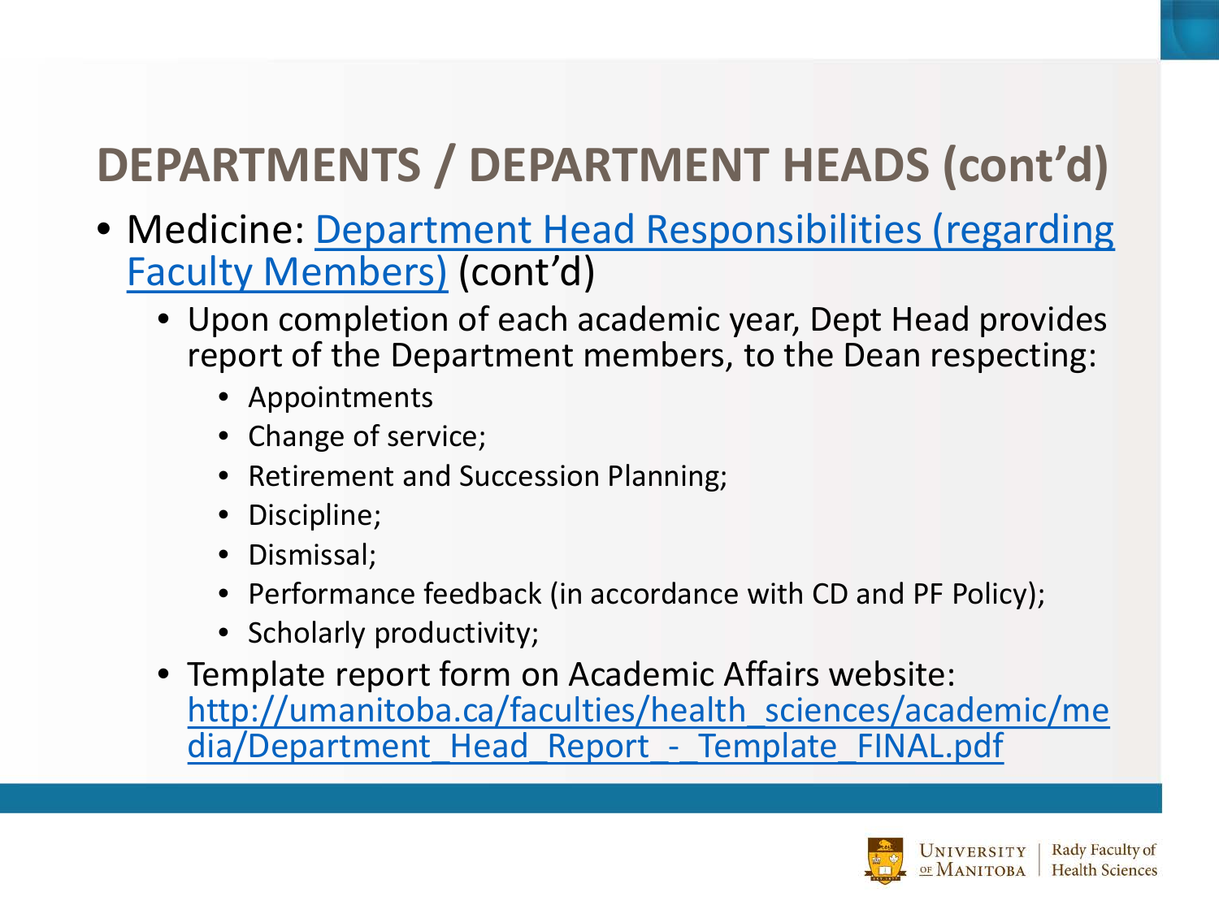# DEPARTMENTS / DEPARTMENT HEADS (cont'd)

- Medicine: Department Head Responsibilities (regarding Faculty Members) (cont'd)
  - Upon completion of each academic year, Dept Head provides report of the Department members, to the Dean respecting:
    - Appointments
    - Change of service;
    - Retirement and Succession Planning;
    - Discipline;
    - Dismissal;
    - Performance feedback (in accordance with CD and PF Policy);
    - Scholarly productivity;
  - Template report form on Academic Affairs website: http://umanitoba.ca/faculties/health_sciences/academic/media/Department_Head_Report_-_Template_FINAL.pdf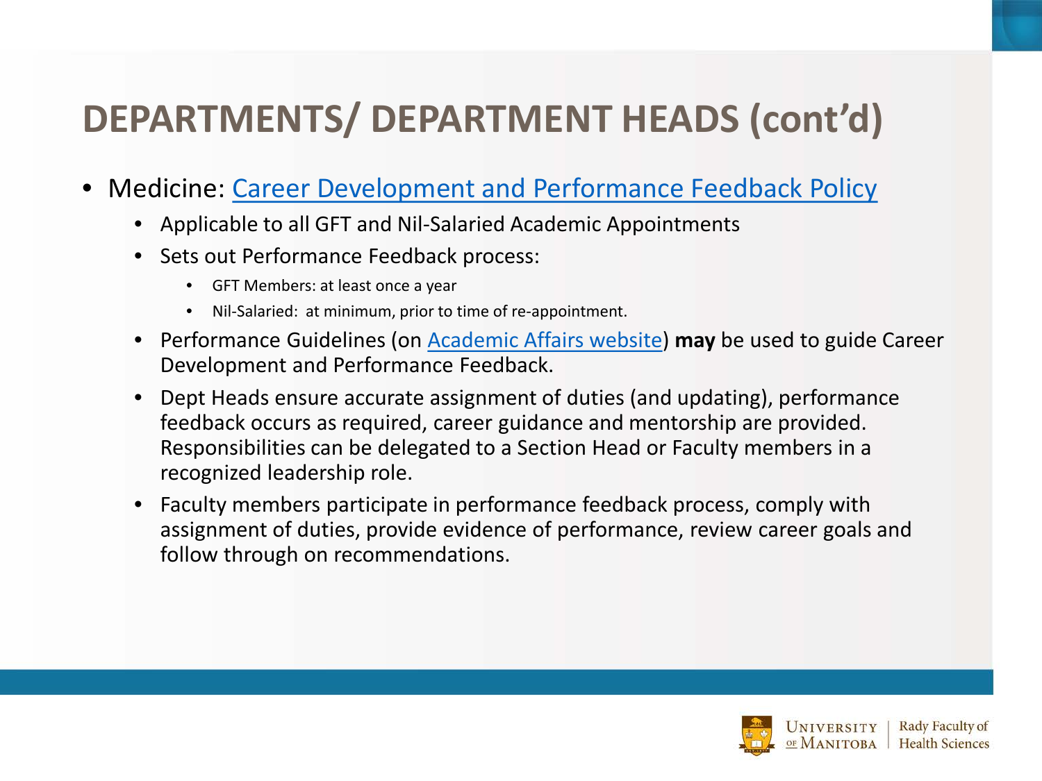# DEPARTMENTS/ DEPARTMENT HEADS (cont'd)

- Medicine: Career Development and Performance Feedback Policy
  - Applicable to all GFT and Nil-Salaried Academic Appointments
  - Sets out Performance Feedback process:
    - GFT Members: at least once a year
    - Nil-Salaried: at minimum, prior to time of re-appointment.
  - Performance Guidelines (on Academic Affairs website) **may** be used to guide Career Development and Performance Feedback.
  - Dept Heads ensure accurate assignment of duties (and updating), performance feedback occurs as required, career guidance and mentorship are provided. Responsibilities can be delegated to a Section Head or Faculty members in a recognized leadership role.
  - Faculty members participate in performance feedback process, comply with assignment of duties, provide evidence of performance, review career goals and follow through on recommendations.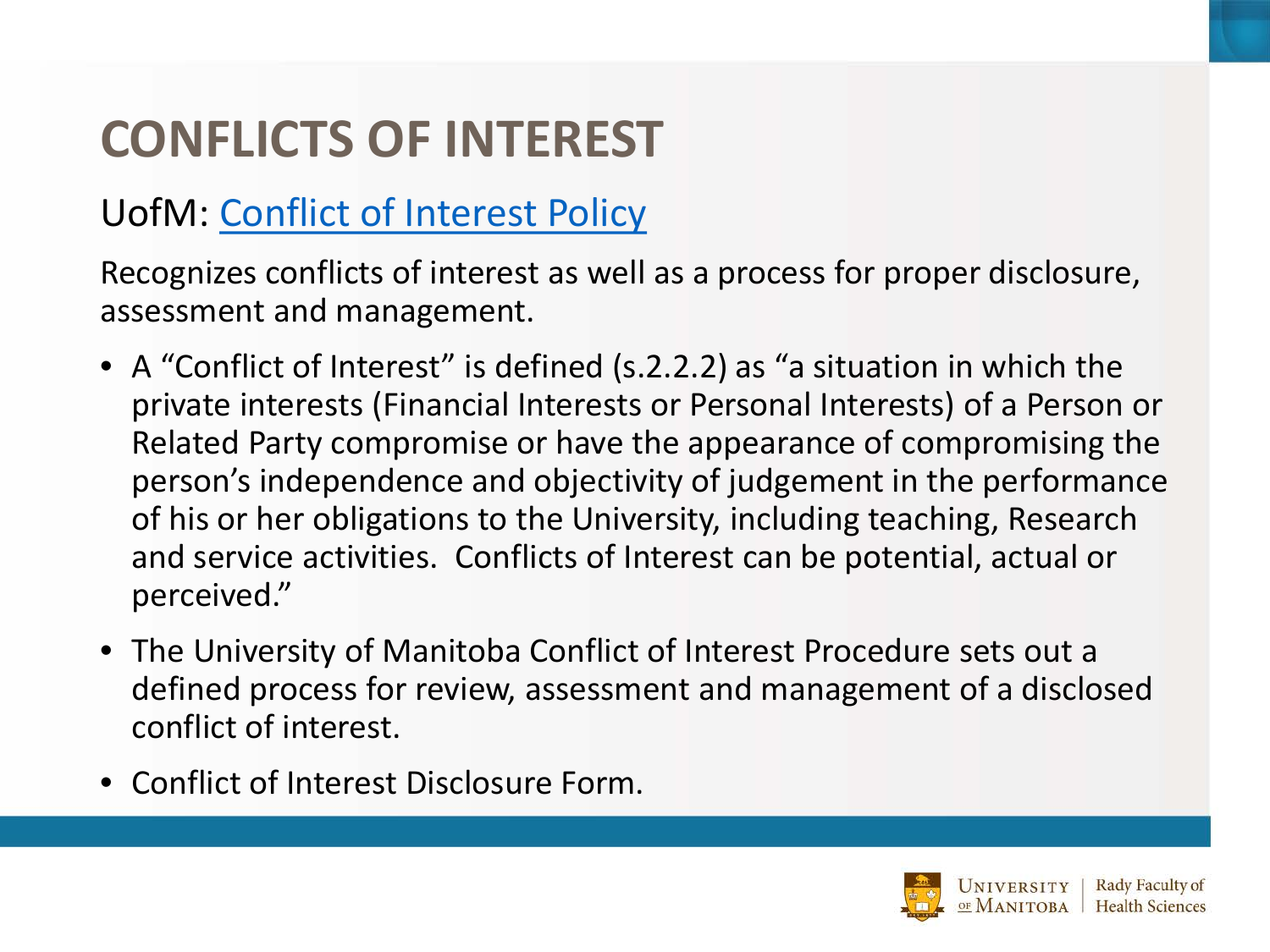# CONFLICTS OF INTEREST

UofM: Conflict of Interest Policy

Recognizes conflicts of interest as well as a process for proper disclosure, assessment and management.

- A "Conflict of Interest" is defined (s.2.2.2) as "a situation in which the private interests (Financial Interests or Personal Interests) of a Person or Related Party compromise or have the appearance of compromising the person's independence and objectivity of judgement in the performance of his or her obligations to the University, including teaching, Research and service activities. Conflicts of Interest can be potential, actual or perceived."
- The University of Manitoba Conflict of Interest Procedure sets out a defined process for review, assessment and management of a disclosed conflict of interest.
- Conflict of Interest Disclosure Form.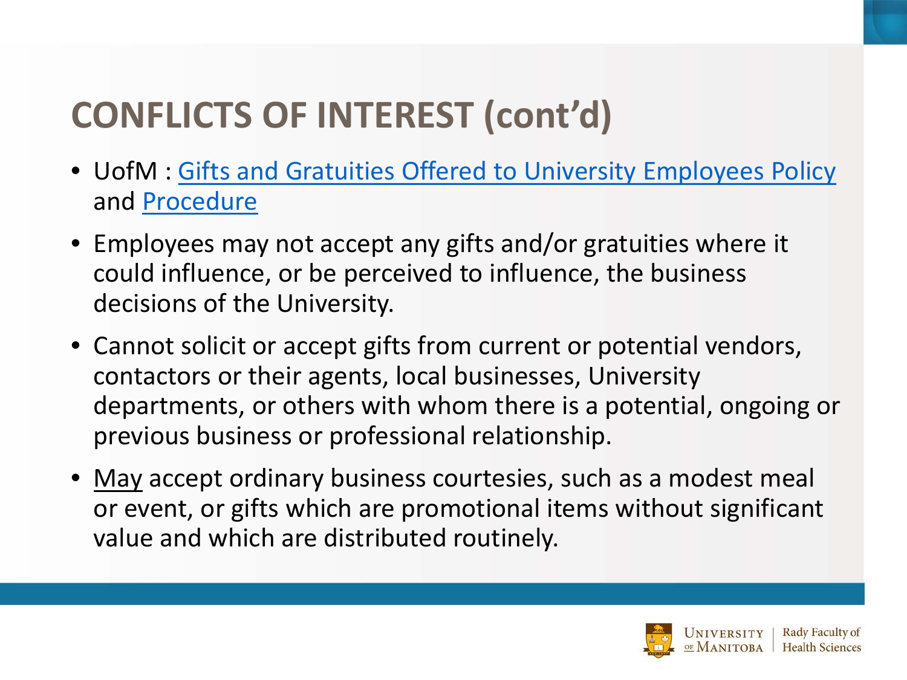# CONFLICTS OF INTEREST (cont'd)

- UofM : Gifts and Gratuities Offered to University Employees Policy and Procedure
- Employees may not accept any gifts and/or gratuities where it could influence, or be perceived to influence, the business decisions of the University.
- Cannot solicit or accept gifts from current or potential vendors, contactors or their agents, local businesses, University departments, or others with whom there is a potential, ongoing or previous business or professional relationship.
- May accept ordinary business courtesies, such as a modest meal or event, or gifts which are promotional items without significant value and which are distributed routinely.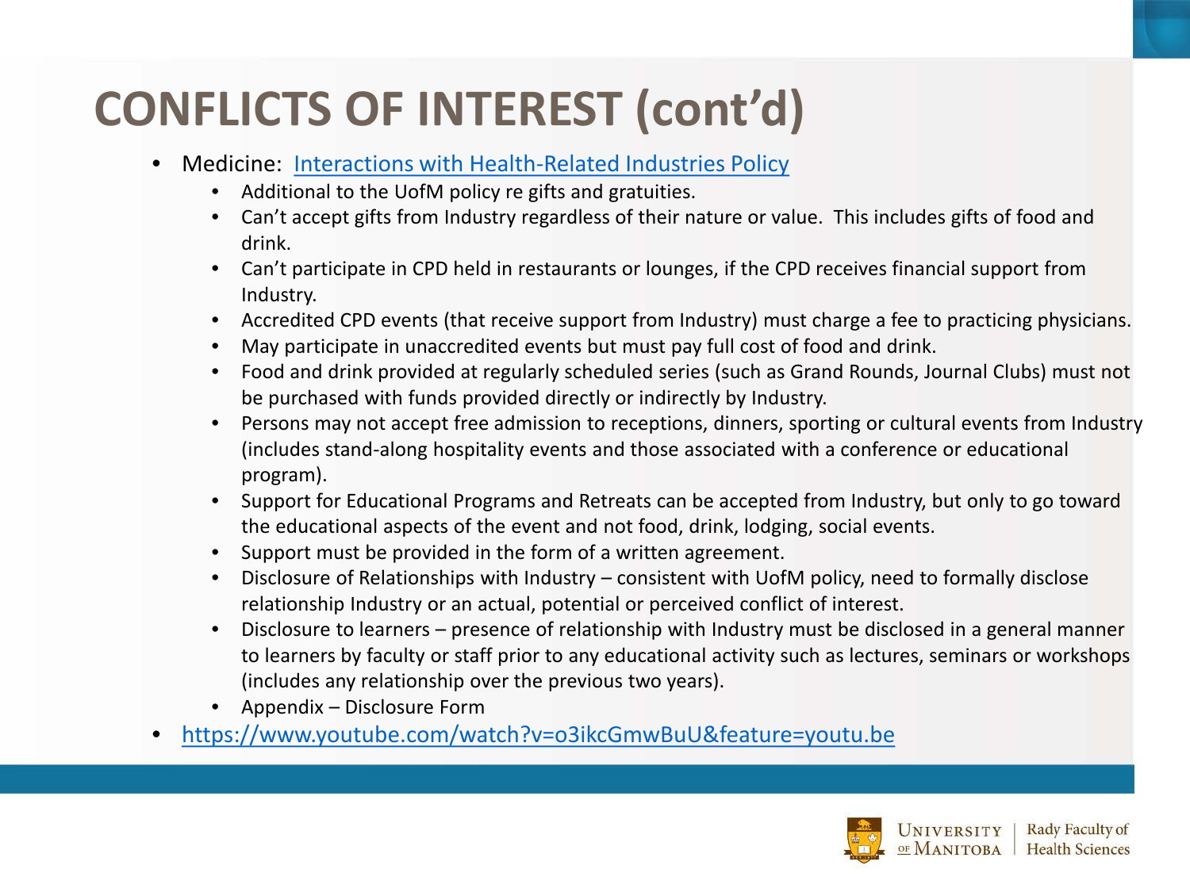# CONFLICTS OF INTEREST (cont'd)

- Medicine: [Interactions with Health-Related Industries Policy]()
  - Additional to the UofM policy re gifts and gratuities.
  - Can't accept gifts from Industry regardless of their nature or value. This includes gifts of food and drink.
  - Can't participate in CPD held in restaurants or lounges, if the CPD receives financial support from Industry.
  - Accredited CPD events (that receive support from Industry) must charge a fee to practicing physicians.
  - May participate in unaccredited events but must pay full cost of food and drink.
  - Food and drink provided at regularly scheduled series (such as Grand Rounds, Journal Clubs) must not be purchased with funds provided directly or indirectly by Industry.
  - Persons may not accept free admission to receptions, dinners, sporting or cultural events from Industry (includes stand-along hospitality events and those associated with a conference or educational program).
  - Support for Educational Programs and Retreats can be accepted from Industry, but only to go toward the educational aspects of the event and not food, drink, lodging, social events.
  - Support must be provided in the form of a written agreement.
  - Disclosure of Relationships with Industry – consistent with UofM policy, need to formally disclose relationship Industry or an actual, potential or perceived conflict of interest.
  - Disclosure to learners – presence of relationship with Industry must be disclosed in a general manner to learners by faculty or staff prior to any educational activity such as lectures, seminars or workshops (includes any relationship over the previous two years).
  - Appendix – Disclosure Form
- https://www.youtube.com/watch?v=o3ikcGmwBuU&feature=youtu.be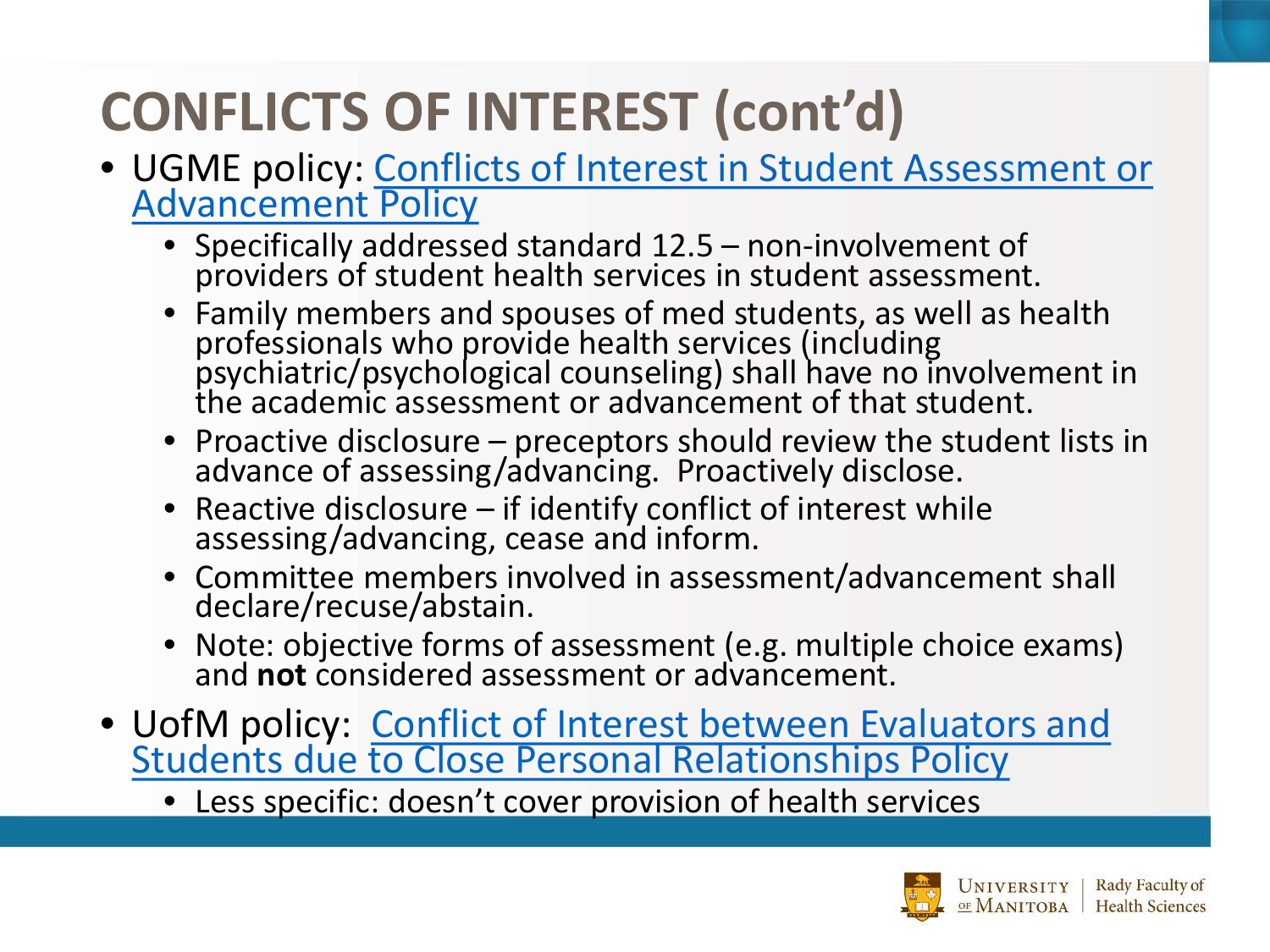# CONFLICTS OF INTEREST (cont'd)

- UGME policy: Conflicts of Interest in Student Assessment or Advancement Policy
  - Specifically addressed standard 12.5 – non-involvement of providers of student health services in student assessment.
  - Family members and spouses of med students, as well as health professionals who provide health services (including psychiatric/psychological counseling) shall have no involvement in the academic assessment or advancement of that student.
  - Proactive disclosure – preceptors should review the student lists in advance of assessing/advancing. Proactively disclose.
  - Reactive disclosure – if identify conflict of interest while assessing/advancing, cease and inform.
  - Committee members involved in assessment/advancement shall declare/recuse/abstain.
  - Note: objective forms of assessment (e.g. multiple choice exams) and **not** considered assessment or advancement.
- UofM policy: Conflict of Interest between Evaluators and Students due to Close Personal Relationships Policy
  - Less specific: doesn't cover provision of health services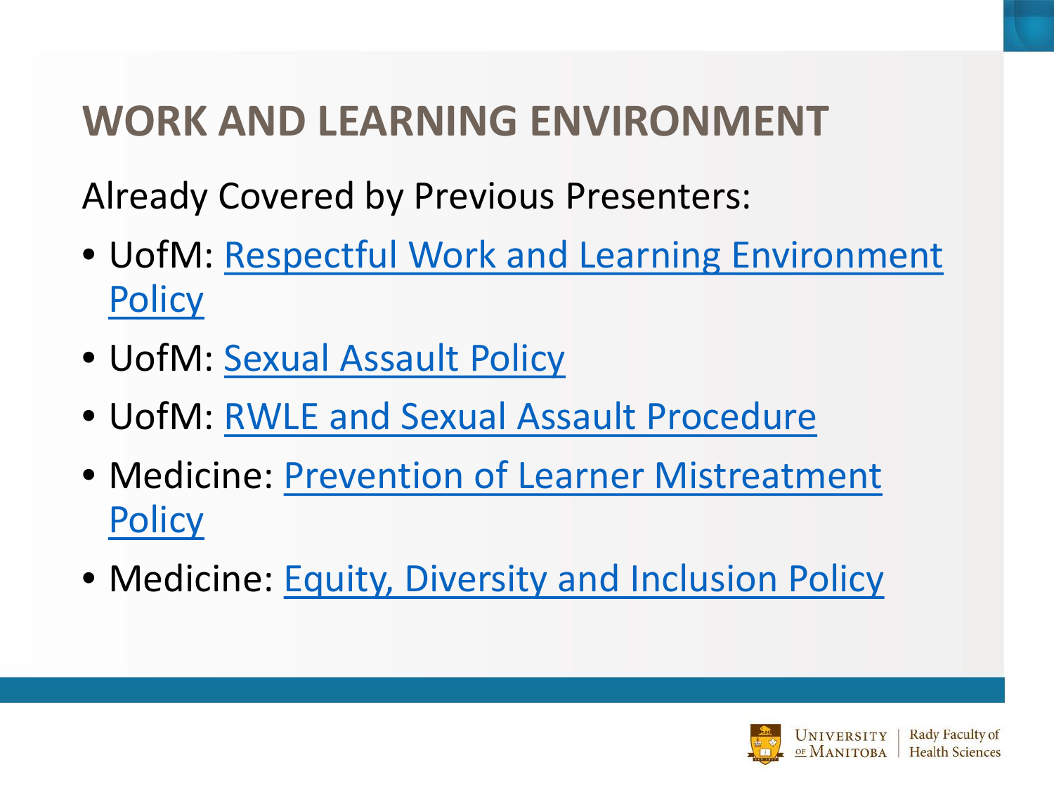# WORK AND LEARNING ENVIRONMENT

Already Covered by Previous Presenters:

- UofM: Respectful Work and Learning Environment Policy
- UofM: Sexual Assault Policy
- UofM: RWLE and Sexual Assault Procedure
- Medicine: Prevention of Learner Mistreatment Policy
- Medicine: Equity, Diversity and Inclusion Policy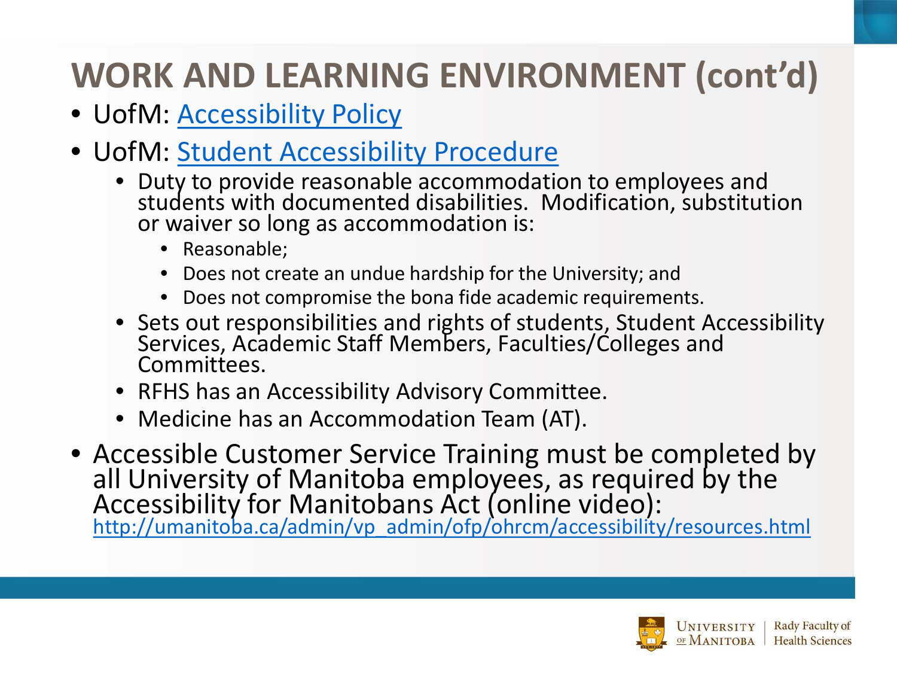# WORK AND LEARNING ENVIRONMENT (cont'd)

- UofM: Accessibility Policy
- UofM: Student Accessibility Procedure
  - Duty to provide reasonable accommodation to employees and students with documented disabilities. Modification, substitution or waiver so long as accommodation is:
    - Reasonable;
    - Does not create an undue hardship for the University; and
    - Does not compromise the bona fide academic requirements.
  - Sets out responsibilities and rights of students, Student Accessibility Services, Academic Staff Members, Faculties/Colleges and Committees.
  - RFHS has an Accessibility Advisory Committee.
  - Medicine has an Accommodation Team (AT).
- Accessible Customer Service Training must be completed by all University of Manitoba employees, as required by the Accessibility for Manitobans Act (online video): http://umanitoba.ca/admin/vp_admin/ofp/ohrcm/accessibility/resources.html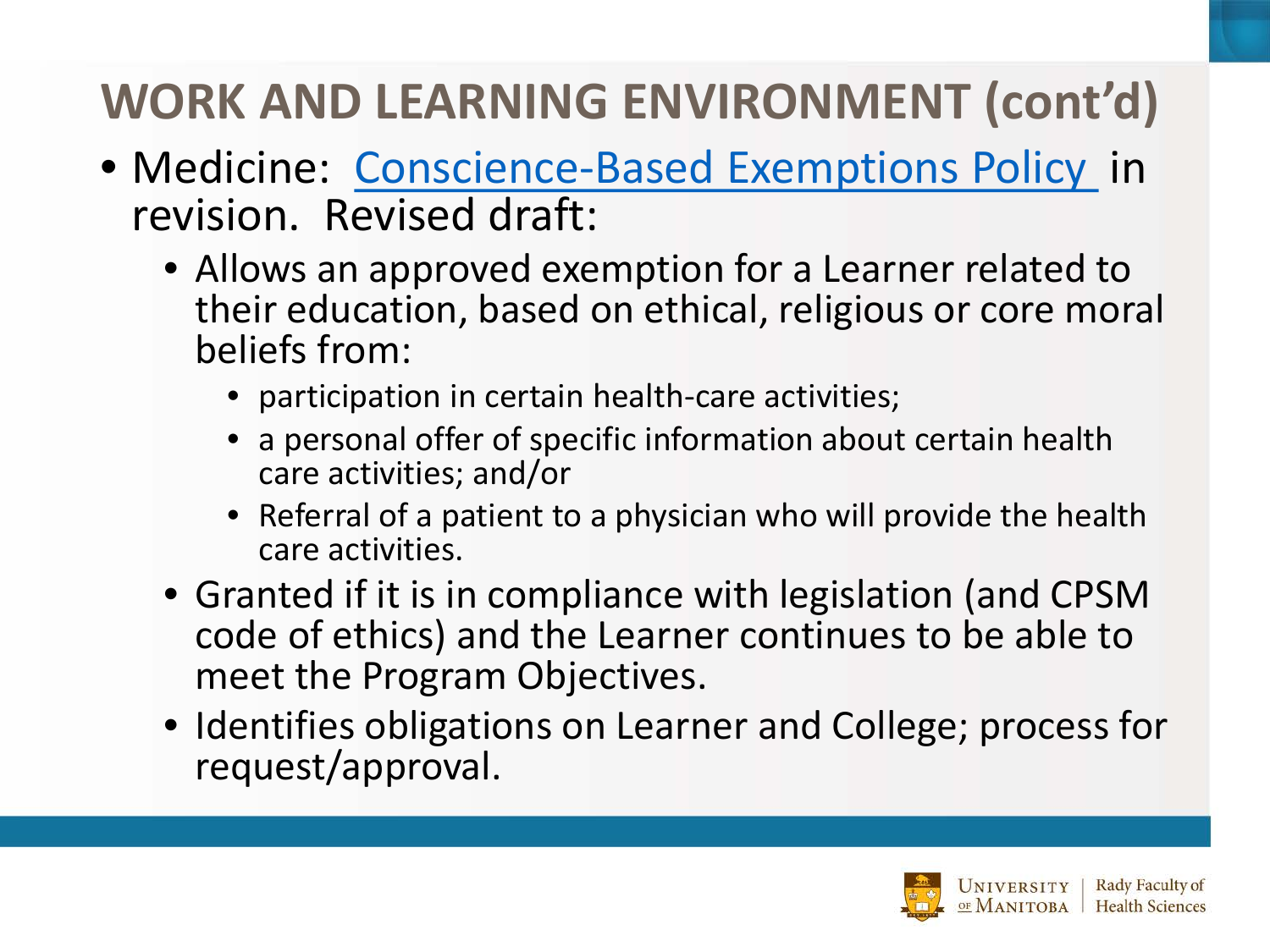# WORK AND LEARNING ENVIRONMENT (cont'd)

- Medicine: Conscience-Based Exemptions Policy in revision. Revised draft:
  - Allows an approved exemption for a Learner related to their education, based on ethical, religious or core moral beliefs from:
    - participation in certain health-care activities;
    - a personal offer of specific information about certain health care activities; and/or
    - Referral of a patient to a physician who will provide the health care activities.
  - Granted if it is in compliance with legislation (and CPSM code of ethics) and the Learner continues to be able to meet the Program Objectives.
  - Identifies obligations on Learner and College; process for request/approval.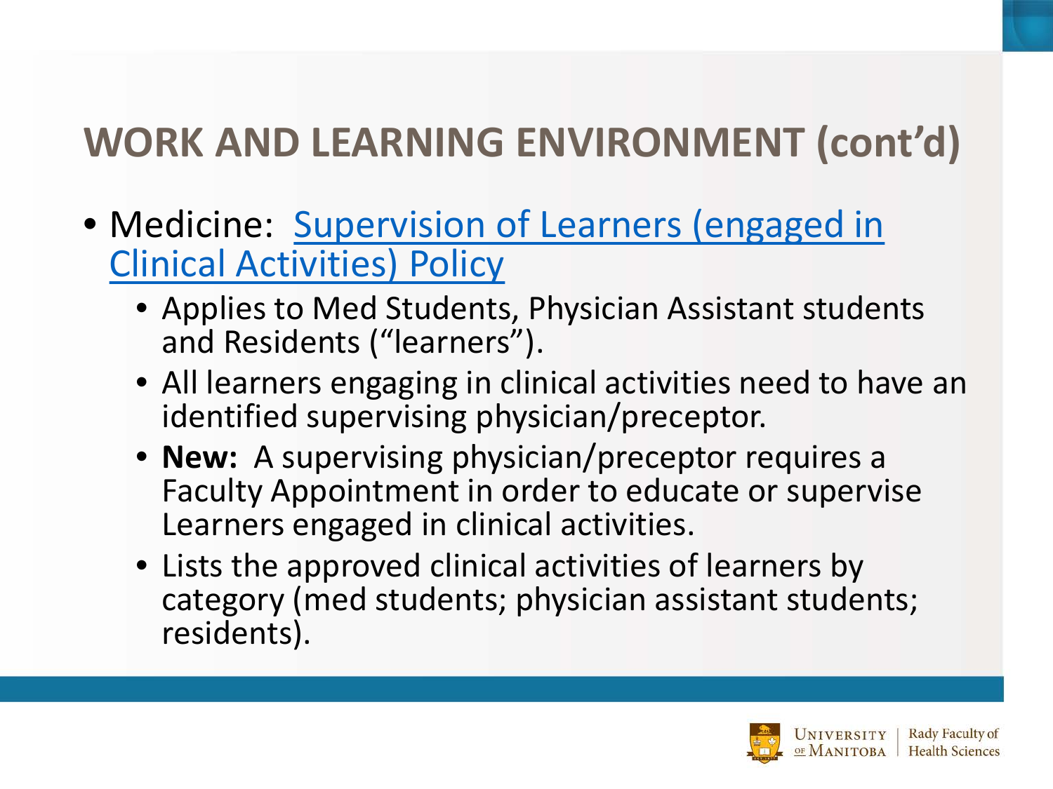# WORK AND LEARNING ENVIRONMENT (cont'd)

- Medicine: Supervision of Learners (engaged in Clinical Activities) Policy
  - Applies to Med Students, Physician Assistant students and Residents ("learners").
  - All learners engaging in clinical activities need to have an identified supervising physician/preceptor.
  - **New:** A supervising physician/preceptor requires a Faculty Appointment in order to educate or supervise Learners engaged in clinical activities.
  - Lists the approved clinical activities of learners by category (med students; physician assistant students; residents).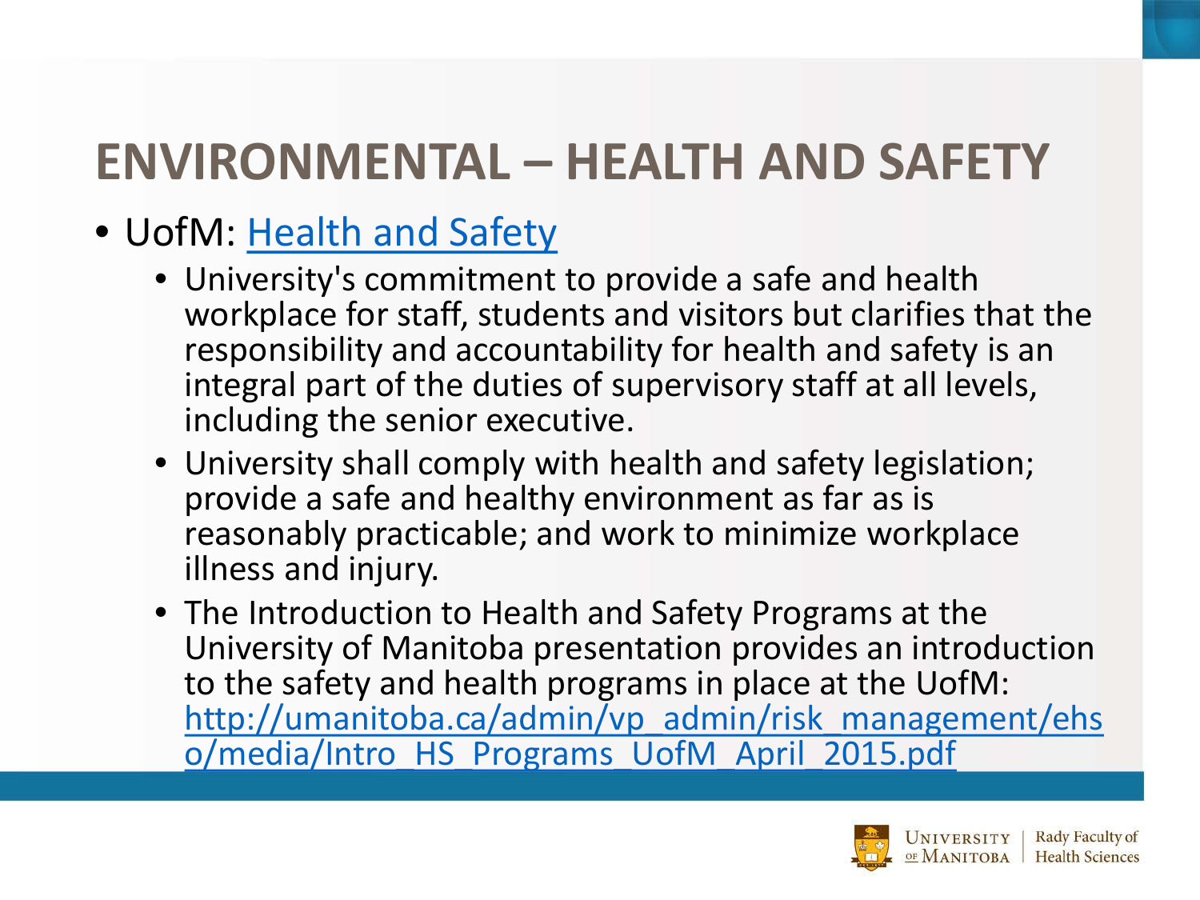# ENVIRONMENTAL – HEALTH AND SAFETY

- UofM: Health and Safety
  - University's commitment to provide a safe and health workplace for staff, students and visitors but clarifies that the responsibility and accountability for health and safety is an integral part of the duties of supervisory staff at all levels, including the senior executive.
  - University shall comply with health and safety legislation; provide a safe and healthy environment as far as is reasonably practicable; and work to minimize workplace illness and injury.
  - The Introduction to Health and Safety Programs at the University of Manitoba presentation provides an introduction to the safety and health programs in place at the UofM: http://umanitoba.ca/admin/vp_admin/risk_management/ehso/media/Intro_HS_Programs_UofM_April_2015.pdf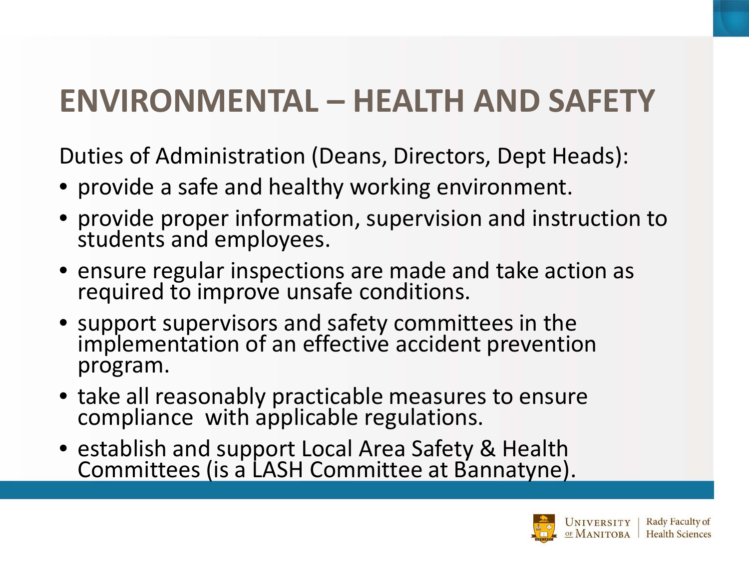# ENVIRONMENTAL – HEALTH AND SAFETY

Duties of Administration (Deans, Directors, Dept Heads):

- provide a safe and healthy working environment.
- provide proper information, supervision and instruction to students and employees.
- ensure regular inspections are made and take action as required to improve unsafe conditions.
- support supervisors and safety committees in the implementation of an effective accident prevention program.
- take all reasonably practicable measures to ensure compliance with applicable regulations.
- establish and support Local Area Safety & Health Committees (is a LASH Committee at Bannatyne).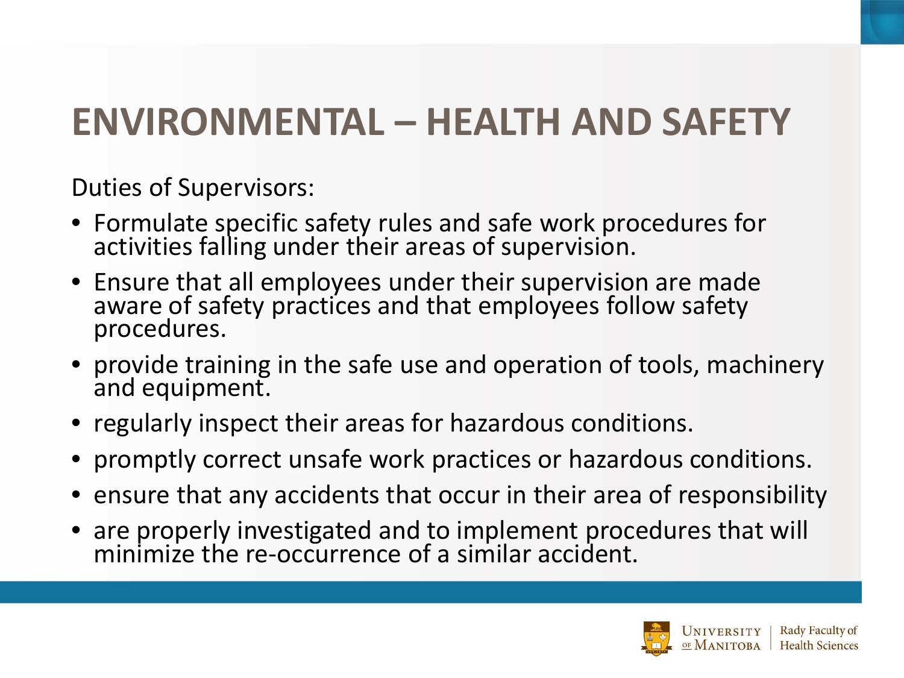# ENVIRONMENTAL – HEALTH AND SAFETY

Duties of Supervisors:

- Formulate specific safety rules and safe work procedures for activities falling under their areas of supervision.
- Ensure that all employees under their supervision are made aware of safety practices and that employees follow safety procedures.
- provide training in the safe use and operation of tools, machinery and equipment.
- regularly inspect their areas for hazardous conditions.
- promptly correct unsafe work practices or hazardous conditions.
- ensure that any accidents that occur in their area of responsibility
- are properly investigated and to implement procedures that will minimize the re-occurrence of a similar accident.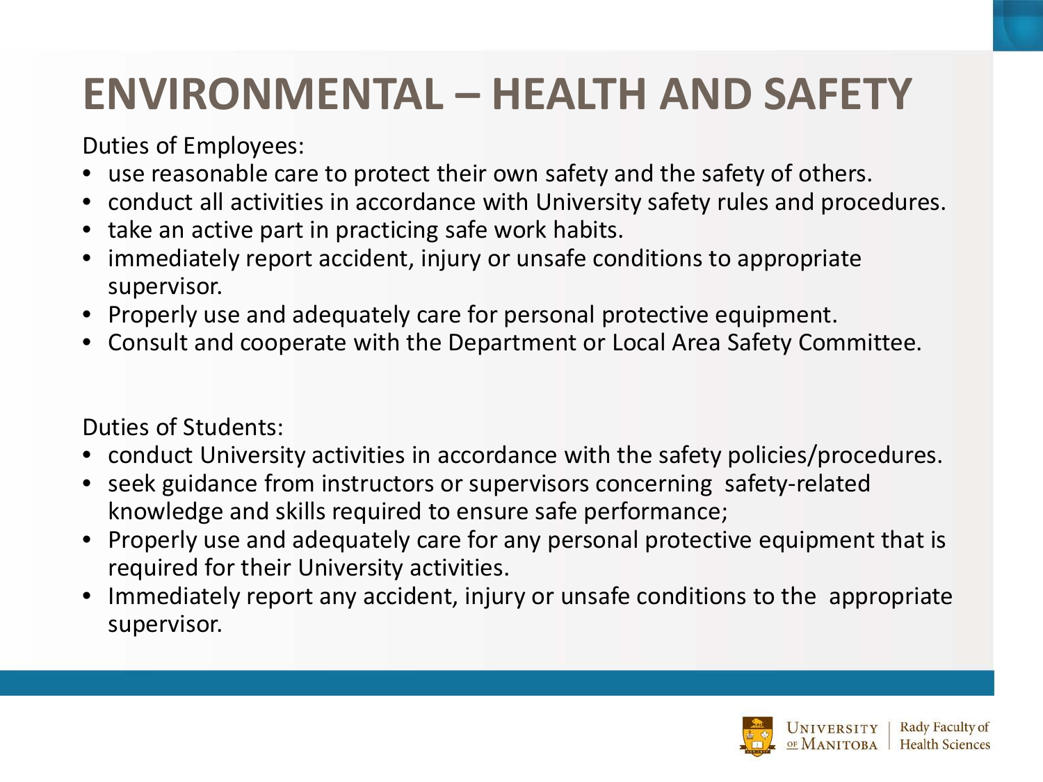# ENVIRONMENTAL – HEALTH AND SAFETY

Duties of Employees:

- use reasonable care to protect their own safety and the safety of others.
- conduct all activities in accordance with University safety rules and procedures.
- take an active part in practicing safe work habits.
- immediately report accident, injury or unsafe conditions to appropriate supervisor.
- Properly use and adequately care for personal protective equipment.
- Consult and cooperate with the Department or Local Area Safety Committee.

Duties of Students:

- conduct University activities in accordance with the safety policies/procedures.
- seek guidance from instructors or supervisors concerning safety-related knowledge and skills required to ensure safe performance;
- Properly use and adequately care for any personal protective equipment that is required for their University activities.
- Immediately report any accident, injury or unsafe conditions to the appropriate supervisor.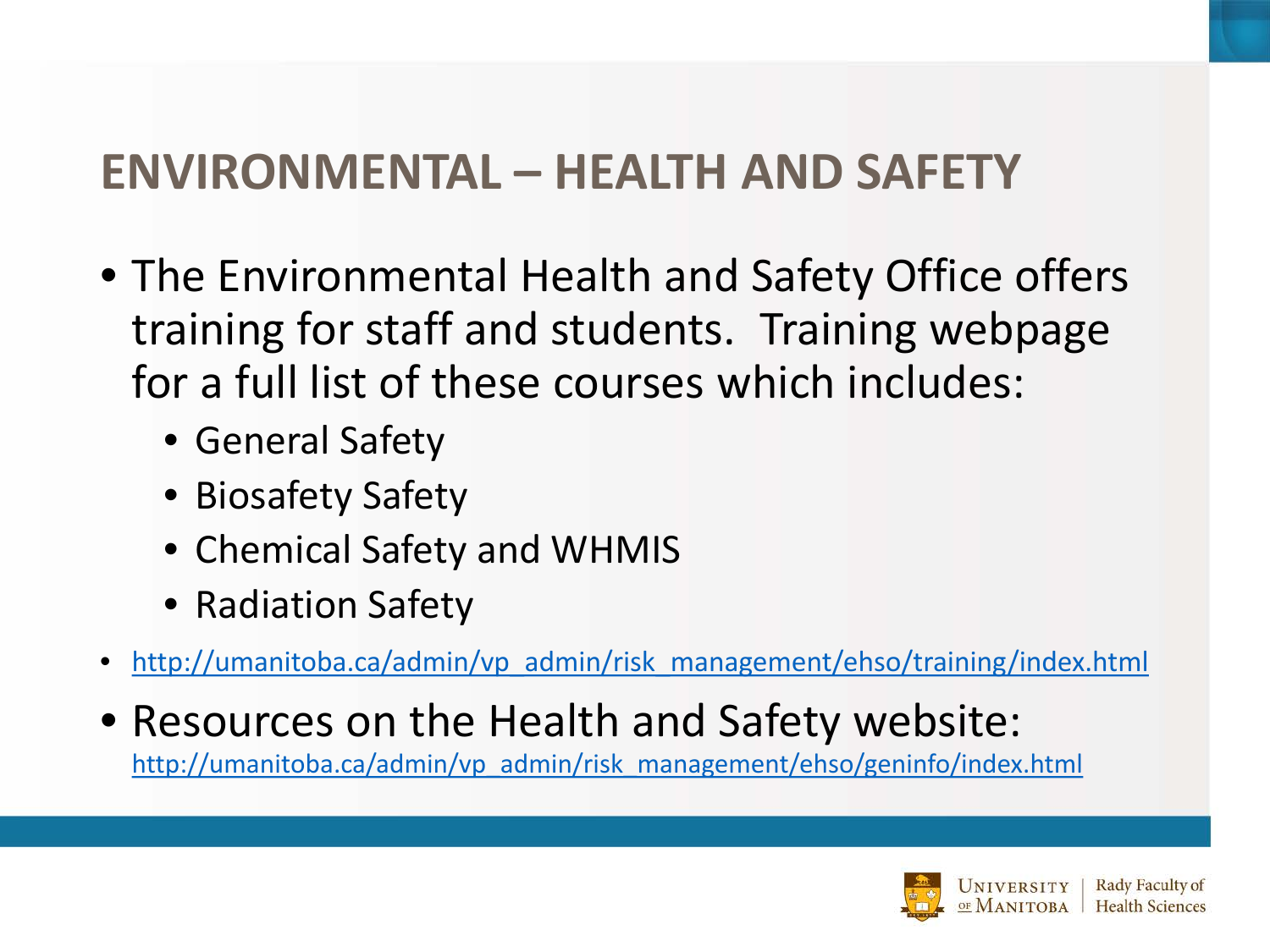# ENVIRONMENTAL – HEALTH AND SAFETY

- The Environmental Health and Safety Office offers training for staff and students. Training webpage for a full list of these courses which includes:
  - General Safety
  - Biosafety Safety
  - Chemical Safety and WHMIS
  - Radiation Safety
- http://umanitoba.ca/admin/vp_admin/risk_management/ehso/training/index.html
- Resources on the Health and Safety website: http://umanitoba.ca/admin/vp_admin/risk_management/ehso/geninfo/index.html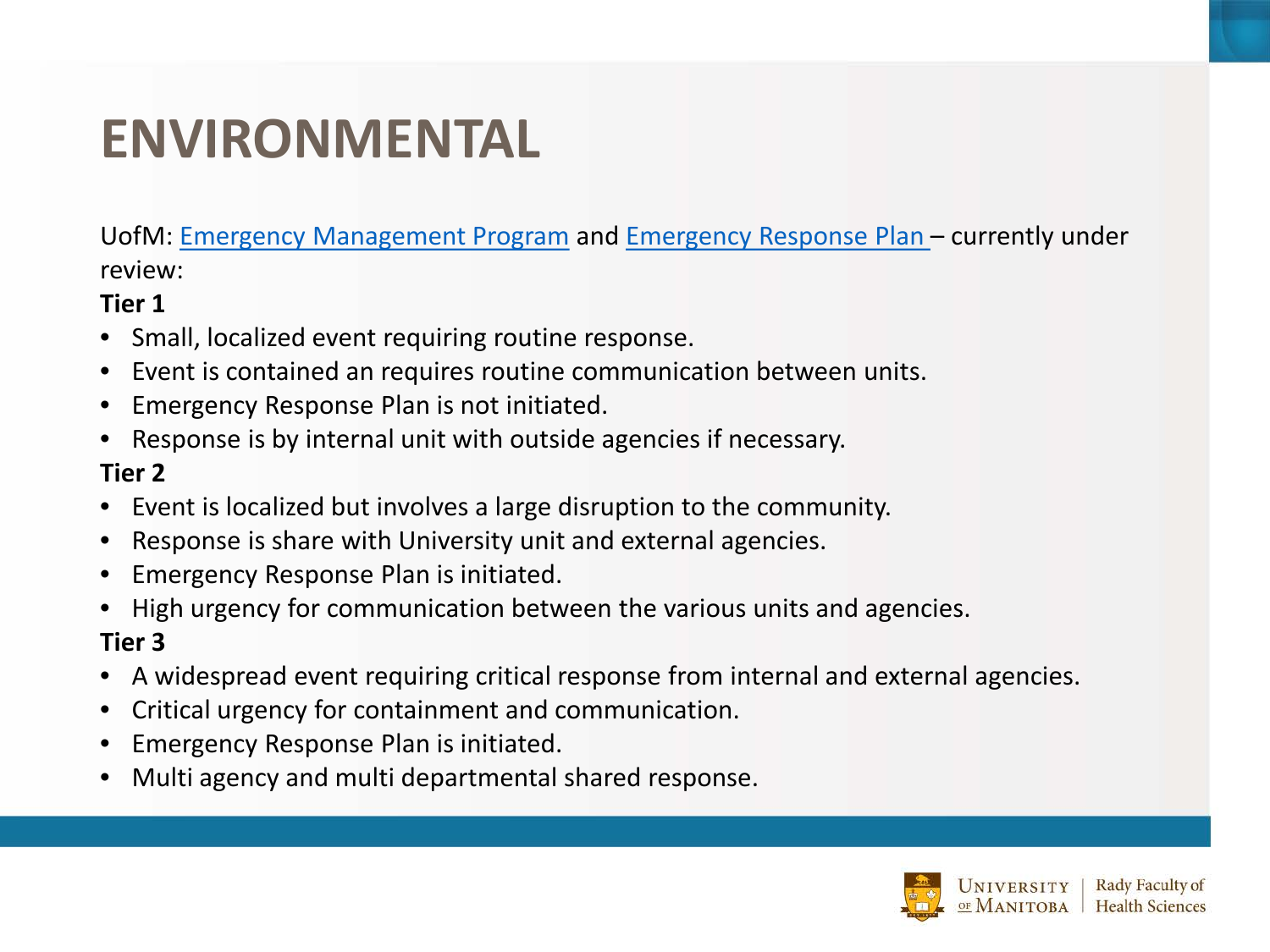# ENVIRONMENTAL

UofM: Emergency Management Program and Emergency Response Plan – currently under review:

**Tier 1**

- Small, localized event requiring routine response.
- Event is contained an requires routine communication between units.
- Emergency Response Plan is not initiated.
- Response is by internal unit with outside agencies if necessary.

**Tier 2**

- Event is localized but involves a large disruption to the community.
- Response is share with University unit and external agencies.
- Emergency Response Plan is initiated.
- High urgency for communication between the various units and agencies.

**Tier 3**

- A widespread event requiring critical response from internal and external agencies.
- Critical urgency for containment and communication.
- Emergency Response Plan is initiated.
- Multi agency and multi departmental shared response.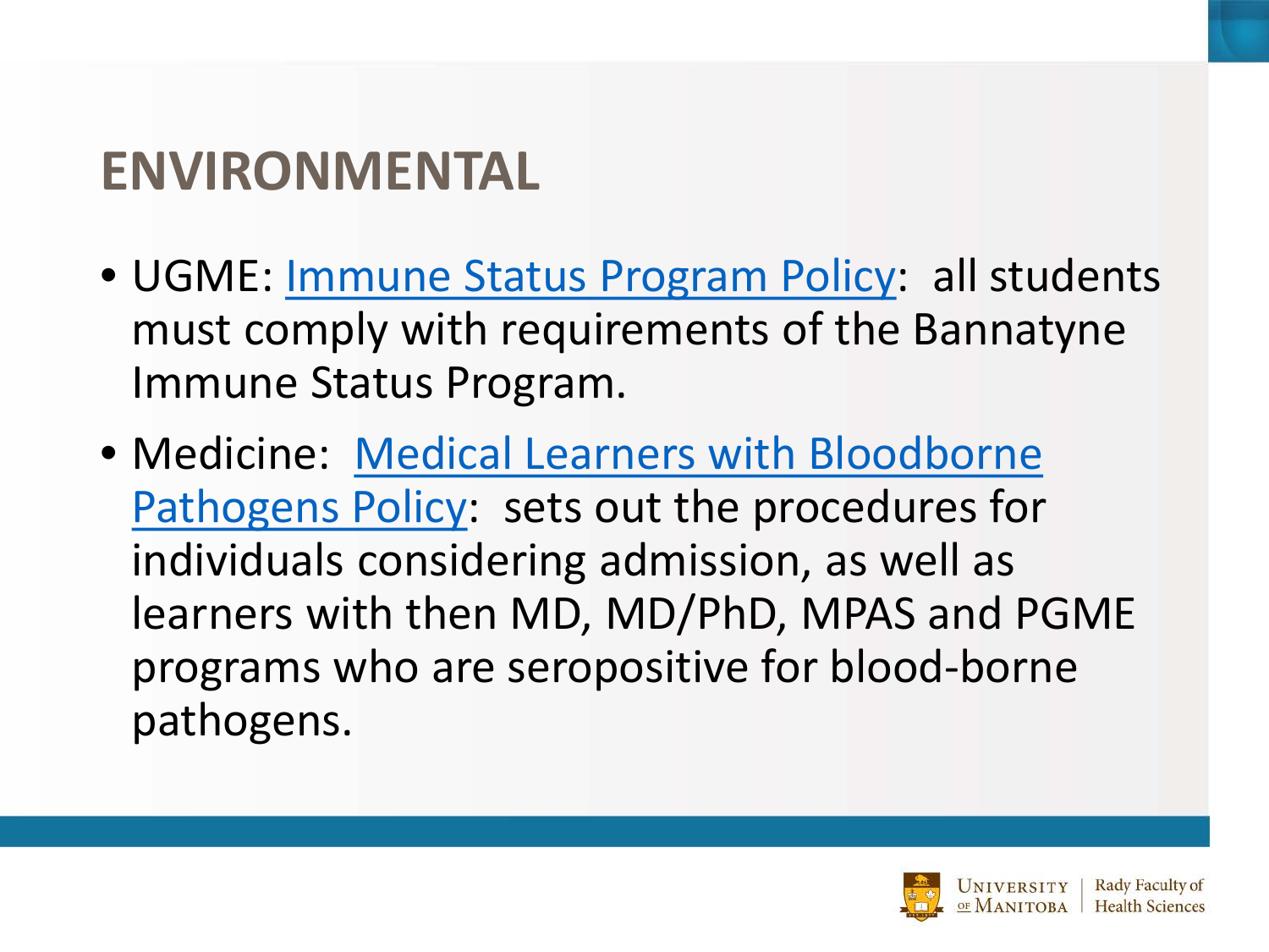# ENVIRONMENTAL

- UGME: Immune Status Program Policy: all students must comply with requirements of the Bannatyne Immune Status Program.
- Medicine: Medical Learners with Bloodborne Pathogens Policy: sets out the procedures for individuals considering admission, as well as learners with then MD, MD/PhD, MPAS and PGME programs who are seropositive for blood-borne pathogens.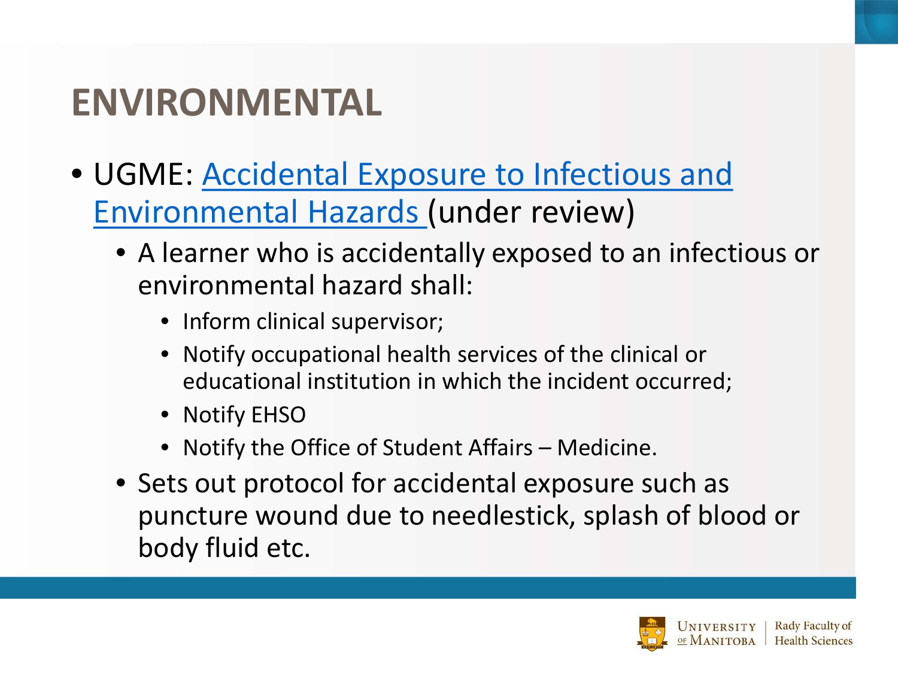# ENVIRONMENTAL

- UGME: Accidental Exposure to Infectious and Environmental Hazards (under review)
  - A learner who is accidentally exposed to an infectious or environmental hazard shall:
    - Inform clinical supervisor;
    - Notify occupational health services of the clinical or educational institution in which the incident occurred;
    - Notify EHSO
    - Notify the Office of Student Affairs – Medicine.
  - Sets out protocol for accidental exposure such as puncture wound due to needlestick, splash of blood or body fluid etc.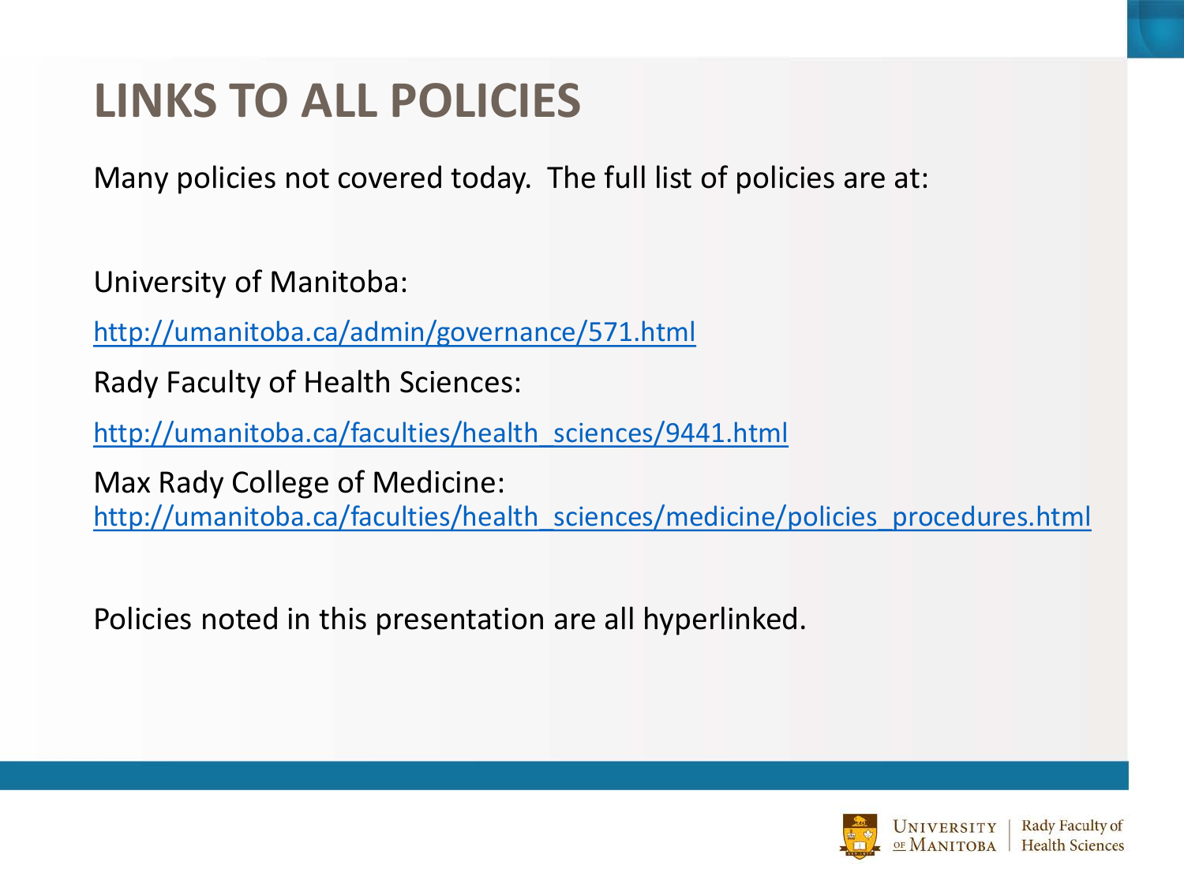# LINKS TO ALL POLICIES

Many policies not covered today. The full list of policies are at:

University of Manitoba:

http://umanitoba.ca/admin/governance/571.html

Rady Faculty of Health Sciences:

http://umanitoba.ca/faculties/health_sciences/9441.html

Max Rady College of Medicine:
http://umanitoba.ca/faculties/health_sciences/medicine/policies_procedures.html

Policies noted in this presentation are all hyperlinked.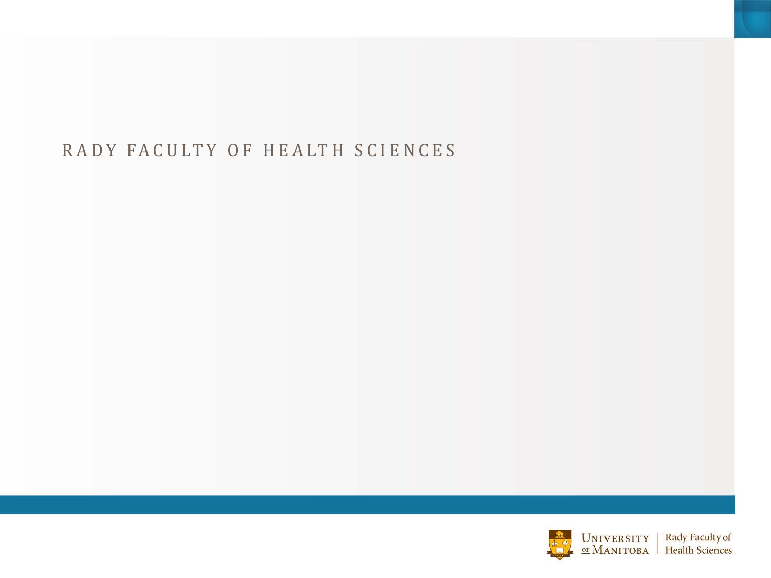RADY FACULTY OF HEALTH SCIENCES